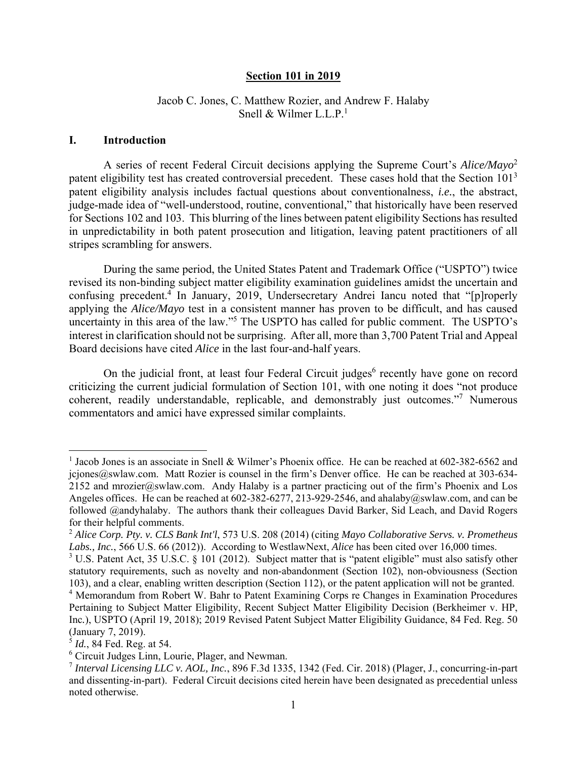# Section 101 in 2019

Jacob C. Jones, C. Matthew Rozier, and Andrew F. Halaby
Snell & Wilmer L.L.P.[1]

## I. Introduction

A series of recent Federal Circuit decisions applying the Supreme Court's *Alice/Mayo*[2] patent eligibility test has created controversial precedent. These cases hold that the Section 101[3] patent eligibility analysis includes factual questions about conventionalness, ***i.e.***, the abstract, judge-made idea of "well-understood, routine, conventional," that historically have been reserved for Sections 102 and 103. This blurring of the lines between patent eligibility Sections has resulted in unpredictability in both patent prosecution and litigation, leaving patent practitioners of all stripes scrambling for answers.

During the same period, the United States Patent and Trademark Office ("USPTO") twice revised its non-binding subject matter eligibility examination guidelines amidst the uncertain and confusing precedent.[4] In January, 2019, Undersecretary Andrei Iancu noted that "[p]roperly applying the *Alice/Mayo* test in a consistent manner has proven to be difficult, and has caused uncertainty in this area of the law."[5] The USPTO has called for public comment. The USPTO's interest in clarification should not be surprising. After all, more than 3,700 Patent Trial and Appeal Board decisions have cited *Alice* in the last four-and-half years.

On the judicial front, at least four Federal Circuit judges[6] recently have gone on record criticizing the current judicial formulation of Section 101, with one noting it does "not produce coherent, readily understandable, replicable, and demonstrably just outcomes."[7] Numerous commentators and amici have expressed similar complaints.

---

[1] Jacob Jones is an associate in Snell & Wilmer's Phoenix office. He can be reached at 602-382-6562 and jcjones@swlaw.com. Matt Rozier is counsel in the firm's Denver office. He can be reached at 303-634-2152 and mrozier@swlaw.com. Andy Halaby is a partner practicing out of the firm's Phoenix and Los Angeles offices. He can be reached at 602-382-6277, 213-929-2546, and ahalaby@swlaw.com, and can be followed @andyhalaby. The authors thank their colleagues David Barker, Sid Leach, and David Rogers for their helpful comments.

[2] *Alice Corp. Pty. v. CLS Bank Int'l*, 573 U.S. 208 (2014) (citing *Mayo Collaborative Servs. v. Prometheus Labs., Inc.*, 566 U.S. 66 (2012)). According to WestlawNext, *Alice* has been cited over 16,000 times.

[3] U.S. Patent Act, 35 U.S.C. § 101 (2012). Subject matter that is "patent eligible" must also satisfy other statutory requirements, such as novelty and non-abandonment (Section 102), non-obviousness (Section 103), and a clear, enabling written description (Section 112), or the patent application will not be granted.

[4] Memorandum from Robert W. Bahr to Patent Examining Corps re Changes in Examination Procedures Pertaining to Subject Matter Eligibility, Recent Subject Matter Eligibility Decision (Berkheimer v. HP, Inc.), USPTO (April 19, 2018); 2019 Revised Patent Subject Matter Eligibility Guidance, 84 Fed. Reg. 50 (January 7, 2019).

[5] *Id.*, 84 Fed. Reg. at 54.

[6] Circuit Judges Linn, Lourie, Plager, and Newman.

[7] *Interval Licensing LLC v. AOL, Inc.*, 896 F.3d 1335, 1342 (Fed. Cir. 2018) (Plager, J., concurring-in-part and dissenting-in-part). Federal Circuit decisions cited herein have been designated as precedential unless noted otherwise.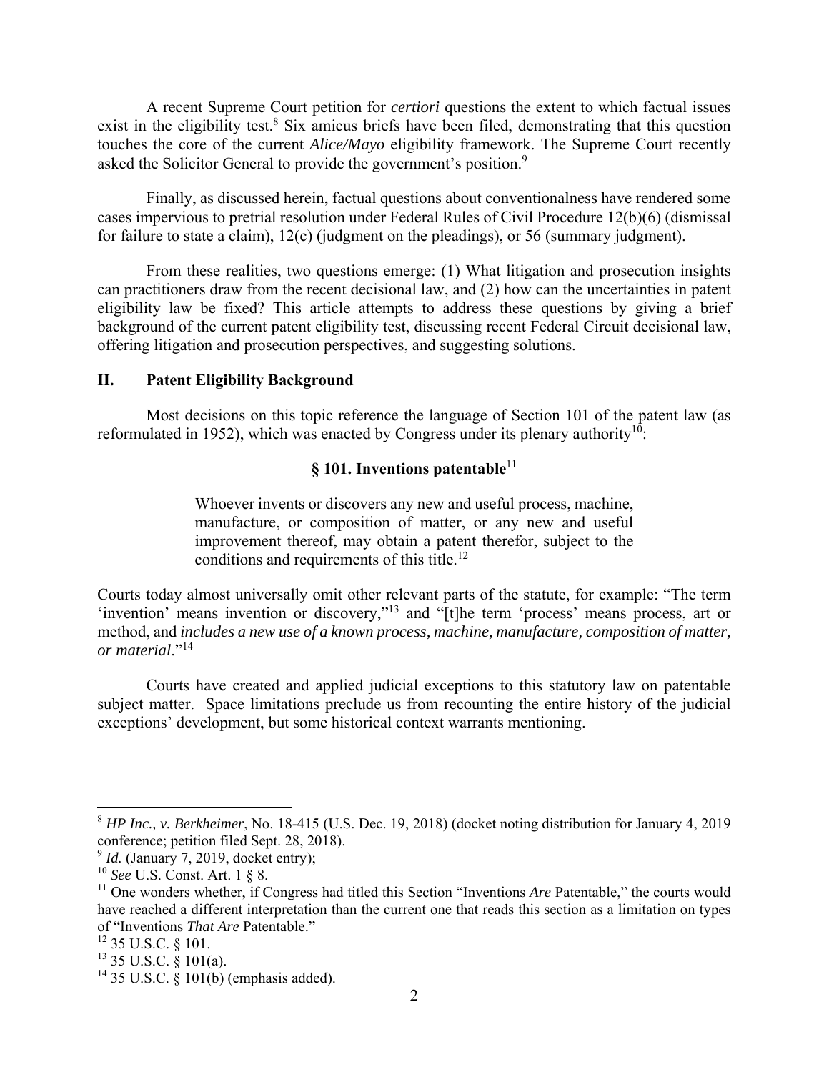A recent Supreme Court petition for *certiori* questions the extent to which factual issues exist in the eligibility test.[8] Six amicus briefs have been filed, demonstrating that this question touches the core of the current *Alice/Mayo* eligibility framework. The Supreme Court recently asked the Solicitor General to provide the government's position.[9]

Finally, as discussed herein, factual questions about conventionalness have rendered some cases impervious to pretrial resolution under Federal Rules of Civil Procedure 12(b)(6) (dismissal for failure to state a claim), 12(c) (judgment on the pleadings), or 56 (summary judgment).

From these realities, two questions emerge: (1) What litigation and prosecution insights can practitioners draw from the recent decisional law, and (2) how can the uncertainties in patent eligibility law be fixed? This article attempts to address these questions by giving a brief background of the current patent eligibility test, discussing recent Federal Circuit decisional law, offering litigation and prosecution perspectives, and suggesting solutions.

## II. Patent Eligibility Background

Most decisions on this topic reference the language of Section 101 of the patent law (as reformulated in 1952), which was enacted by Congress under its plenary authority[10]:

**§ 101. Inventions patentable**[11]

> Whoever invents or discovers any new and useful process, machine, manufacture, or composition of matter, or any new and useful improvement thereof, may obtain a patent therefor, subject to the conditions and requirements of this title.[12]

Courts today almost universally omit other relevant parts of the statute, for example: "The term 'invention' means invention or discovery,"[13] and "[t]he term 'process' means process, art or method, and *includes a new use of a known process, machine, manufacture, composition of matter, or material*."[14]

Courts have created and applied judicial exceptions to this statutory law on patentable subject matter. Space limitations preclude us from recounting the entire history of the judicial exceptions' development, but some historical context warrants mentioning.

---

[8] *HP Inc., v. Berkheimer*, No. 18-415 (U.S. Dec. 19, 2018) (docket noting distribution for January 4, 2019 conference; petition filed Sept. 28, 2018).

[9] *Id.* (January 7, 2019, docket entry);

[10] *See* U.S. Const. Art. 1 § 8.

[11] One wonders whether, if Congress had titled this Section "Inventions *Are* Patentable," the courts would have reached a different interpretation than the current one that reads this section as a limitation on types of "Inventions *That Are* Patentable."

[12] 35 U.S.C. § 101.

[13] 35 U.S.C. § 101(a).

[14] 35 U.S.C. § 101(b) (emphasis added).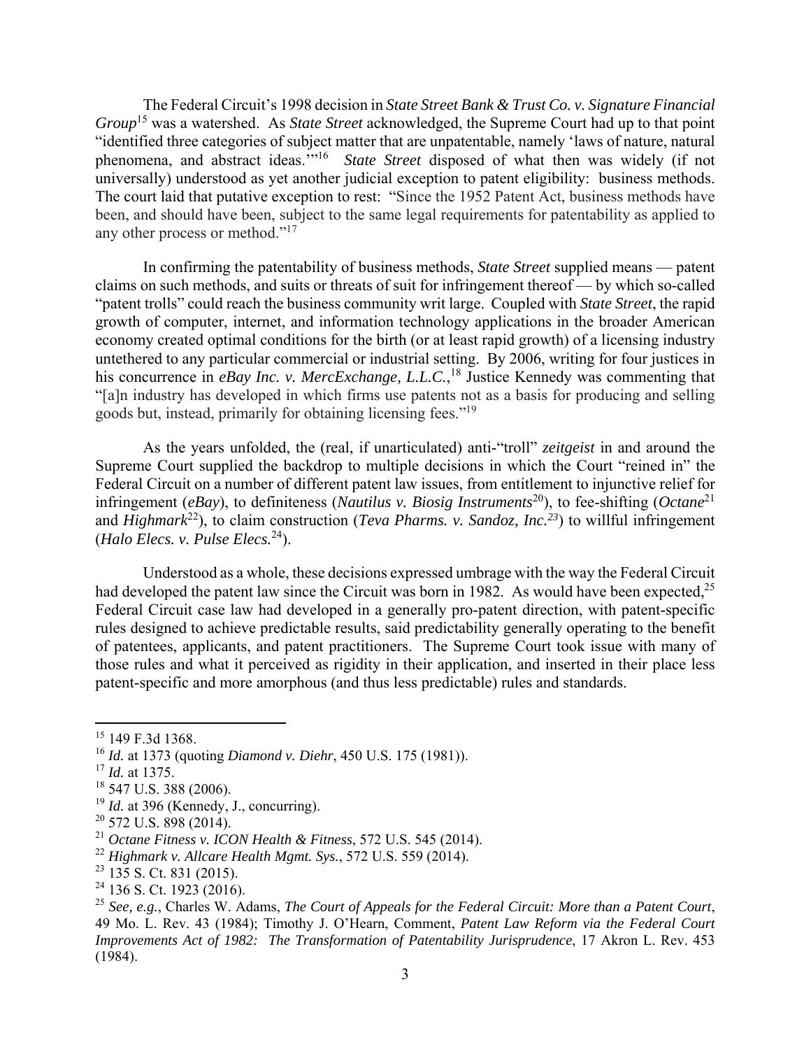The Federal Circuit's 1998 decision in *State Street Bank & Trust Co. v. Signature Financial Group*[15] was a watershed. As *State Street* acknowledged, the Supreme Court had up to that point "identified three categories of subject matter that are unpatentable, namely 'laws of nature, natural phenomena, and abstract ideas.'"[16] *State Street* disposed of what then was widely (if not universally) understood as yet another judicial exception to patent eligibility: business methods. The court laid that putative exception to rest: "Since the 1952 Patent Act, business methods have been, and should have been, subject to the same legal requirements for patentability as applied to any other process or method."[17]

In confirming the patentability of business methods, *State Street* supplied means — patent claims on such methods, and suits or threats of suit for infringement thereof — by which so-called "patent trolls" could reach the business community writ large. Coupled with *State Street*, the rapid growth of computer, internet, and information technology applications in the broader American economy created optimal conditions for the birth (or at least rapid growth) of a licensing industry untethered to any particular commercial or industrial setting. By 2006, writing for four justices in his concurrence in *eBay Inc. v. MercExchange, L.L.C.*,[18] Justice Kennedy was commenting that "[a]n industry has developed in which firms use patents not as a basis for producing and selling goods but, instead, primarily for obtaining licensing fees."[19]

As the years unfolded, the (real, if unarticulated) anti-"troll" *zeitgeist* in and around the Supreme Court supplied the backdrop to multiple decisions in which the Court "reined in" the Federal Circuit on a number of different patent law issues, from entitlement to injunctive relief for infringement (*eBay*), to definiteness (*Nautilus v. Biosig Instruments*[20]), to fee-shifting (*Octane*[21] and *Highmark*[22]), to claim construction (*Teva Pharms. v. Sandoz, Inc.*[23]) to willful infringement (*Halo Elecs. v. Pulse Elecs.*[24]).

Understood as a whole, these decisions expressed umbrage with the way the Federal Circuit had developed the patent law since the Circuit was born in 1982. As would have been expected,[25] Federal Circuit case law had developed in a generally pro-patent direction, with patent-specific rules designed to achieve predictable results, said predictability generally operating to the benefit of patentees, applicants, and patent practitioners. The Supreme Court took issue with many of those rules and what it perceived as rigidity in their application, and inserted in their place less patent-specific and more amorphous (and thus less predictable) rules and standards.

---

[15] 149 F.3d 1368.

[16] *Id.* at 1373 (quoting *Diamond v. Diehr*, 450 U.S. 175 (1981)).

[17] *Id.* at 1375.

[18] 547 U.S. 388 (2006).

[19] *Id.* at 396 (Kennedy, J., concurring).

[20] 572 U.S. 898 (2014).

[21] *Octane Fitness v. ICON Health & Fitness*, 572 U.S. 545 (2014).

[22] *Highmark v. Allcare Health Mgmt. Sys.*, 572 U.S. 559 (2014).

[23] 135 S. Ct. 831 (2015).

[24] 136 S. Ct. 1923 (2016).

[25] *See, e.g.*, Charles W. Adams, *The Court of Appeals for the Federal Circuit: More than a Patent Court*, 49 Mo. L. Rev. 43 (1984); Timothy J. O'Hearn, Comment, *Patent Law Reform via the Federal Court Improvements Act of 1982: The Transformation of Patentability Jurisprudence*, 17 Akron L. Rev. 453 (1984).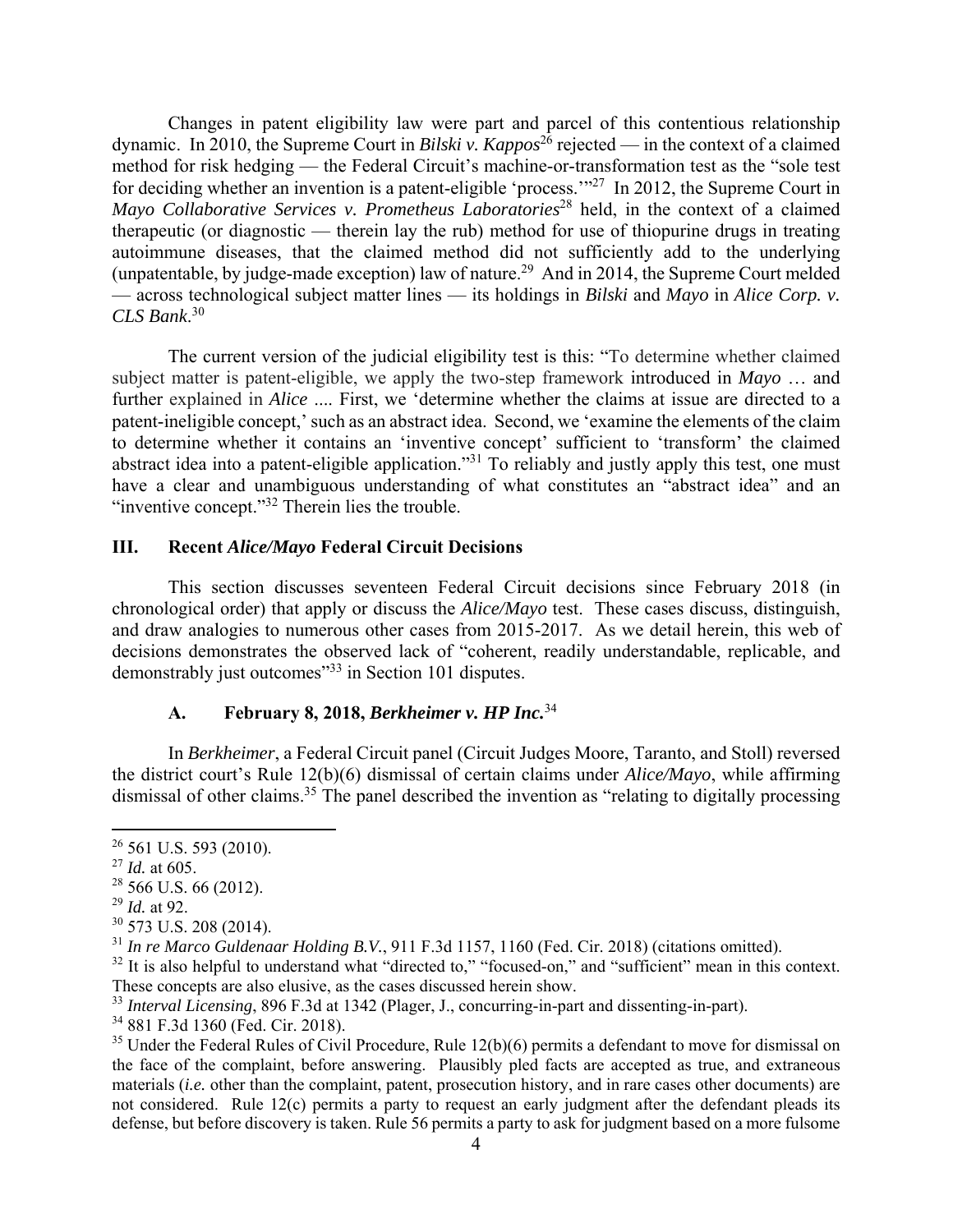Changes in patent eligibility law were part and parcel of this contentious relationship dynamic. In 2010, the Supreme Court in *Bilski v. Kappos*[26] rejected — in the context of a claimed method for risk hedging — the Federal Circuit's machine-or-transformation test as the "sole test for deciding whether an invention is a patent-eligible 'process.'"[27] In 2012, the Supreme Court in *Mayo Collaborative Services v. Prometheus Laboratories*[28] held, in the context of a claimed therapeutic (or diagnostic — therein lay the rub) method for use of thiopurine drugs in treating autoimmune diseases, that the claimed method did not sufficiently add to the underlying (unpatentable, by judge-made exception) law of nature.[29] And in 2014, the Supreme Court melded — across technological subject matter lines — its holdings in *Bilski* and *Mayo* in *Alice Corp. v. CLS Bank*.[30]

The current version of the judicial eligibility test is this: "To determine whether claimed subject matter is patent-eligible, we apply the two-step framework introduced in *Mayo* … and further explained in *Alice* .... First, we 'determine whether the claims at issue are directed to a patent-ineligible concept,' such as an abstract idea. Second, we 'examine the elements of the claim to determine whether it contains an 'inventive concept' sufficient to 'transform' the claimed abstract idea into a patent-eligible application."[31] To reliably and justly apply this test, one must have a clear and unambiguous understanding of what constitutes an "abstract idea" and an "inventive concept."[32] Therein lies the trouble.

## III. Recent *Alice/Mayo* Federal Circuit Decisions

This section discusses seventeen Federal Circuit decisions since February 2018 (in chronological order) that apply or discuss the *Alice/Mayo* test. These cases discuss, distinguish, and draw analogies to numerous other cases from 2015-2017. As we detail herein, this web of decisions demonstrates the observed lack of "coherent, readily understandable, replicable, and demonstrably just outcomes"[33] in Section 101 disputes.

### A. February 8, 2018, *Berkheimer v. HP Inc.*[34]

In *Berkheimer*, a Federal Circuit panel (Circuit Judges Moore, Taranto, and Stoll) reversed the district court's Rule 12(b)(6) dismissal of certain claims under *Alice/Mayo*, while affirming dismissal of other claims.[35] The panel described the invention as "relating to digitally processing

---

[26] 561 U.S. 593 (2010).

[27] *Id.* at 605.

[28] 566 U.S. 66 (2012).

[29] *Id.* at 92.

[30] 573 U.S. 208 (2014).

[31] *In re Marco Guldenaar Holding B.V.*, 911 F.3d 1157, 1160 (Fed. Cir. 2018) (citations omitted).

[32] It is also helpful to understand what "directed to," "focused-on," and "sufficient" mean in this context. These concepts are also elusive, as the cases discussed herein show.

[33] *Interval Licensing*, 896 F.3d at 1342 (Plager, J., concurring-in-part and dissenting-in-part).

[34] 881 F.3d 1360 (Fed. Cir. 2018).

[35] Under the Federal Rules of Civil Procedure, Rule 12(b)(6) permits a defendant to move for dismissal on the face of the complaint, before answering. Plausibly pled facts are accepted as true, and extraneous materials (*i.e.* other than the complaint, patent, prosecution history, and in rare cases other documents) are not considered. Rule 12(c) permits a party to request an early judgment after the defendant pleads its defense, but before discovery is taken. Rule 56 permits a party to ask for judgment based on a more fulsome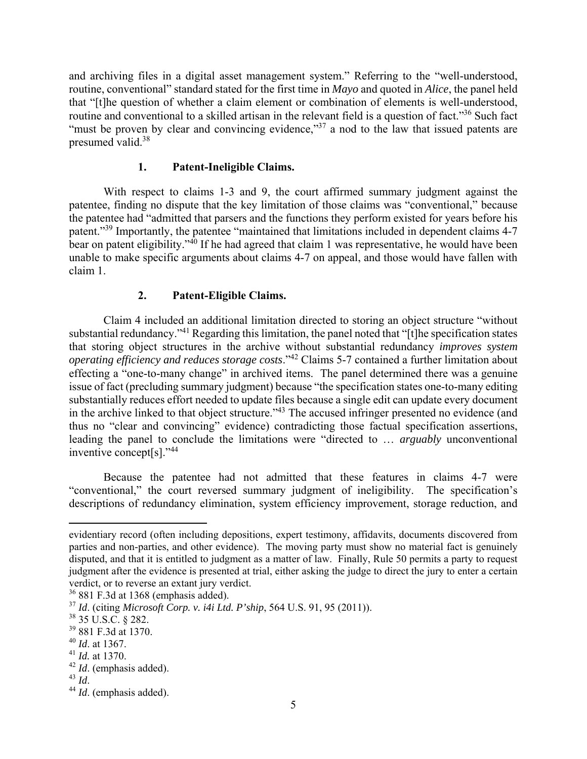and archiving files in a digital asset management system." Referring to the "well-understood, routine, conventional" standard stated for the first time in *Mayo* and quoted in *Alice*, the panel held that "[t]he question of whether a claim element or combination of elements is well-understood, routine and conventional to a skilled artisan in the relevant field is a question of fact."[36] Such fact "must be proven by clear and convincing evidence,"[37] a nod to the law that issued patents are presumed valid.[38]

### 1. Patent-Ineligible Claims.

With respect to claims 1-3 and 9, the court affirmed summary judgment against the patentee, finding no dispute that the key limitation of those claims was "conventional," because the patentee had "admitted that parsers and the functions they perform existed for years before his patent."[39] Importantly, the patentee "maintained that limitations included in dependent claims 4-7 bear on patent eligibility."[40] If he had agreed that claim 1 was representative, he would have been unable to make specific arguments about claims 4-7 on appeal, and those would have fallen with claim 1.

### 2. Patent-Eligible Claims.

Claim 4 included an additional limitation directed to storing an object structure "without substantial redundancy."[41] Regarding this limitation, the panel noted that "[t]he specification states that storing object structures in the archive without substantial redundancy *improves system operating efficiency and reduces storage costs*."[42] Claims 5-7 contained a further limitation about effecting a "one-to-many change" in archived items. The panel determined there was a genuine issue of fact (precluding summary judgment) because "the specification states one-to-many editing substantially reduces effort needed to update files because a single edit can update every document in the archive linked to that object structure."[43] The accused infringer presented no evidence (and thus no "clear and convincing" evidence) contradicting those factual specification assertions, leading the panel to conclude the limitations were "directed to … *arguably* unconventional inventive concept[s]."[44]

Because the patentee had not admitted that these features in claims 4-7 were "conventional," the court reversed summary judgment of ineligibility. The specification's descriptions of redundancy elimination, system efficiency improvement, storage reduction, and

---

evidentiary record (often including depositions, expert testimony, affidavits, documents discovered from parties and non-parties, and other evidence). The moving party must show no material fact is genuinely disputed, and that it is entitled to judgment as a matter of law. Finally, Rule 50 permits a party to request judgment after the evidence is presented at trial, either asking the judge to direct the jury to enter a certain verdict, or to reverse an extant jury verdict.

[36] 881 F.3d at 1368 (emphasis added).

[37] *Id*. (citing *Microsoft Corp. v. i4i Ltd. P'ship*, 564 U.S. 91, 95 (2011)).

[38] 35 U.S.C. § 282.

[39] 881 F.3d at 1370.

[40] *Id*. at 1367.

[41] *Id.* at 1370.

[42] *Id*. (emphasis added).

[43] *Id*.

[44] *Id*. (emphasis added).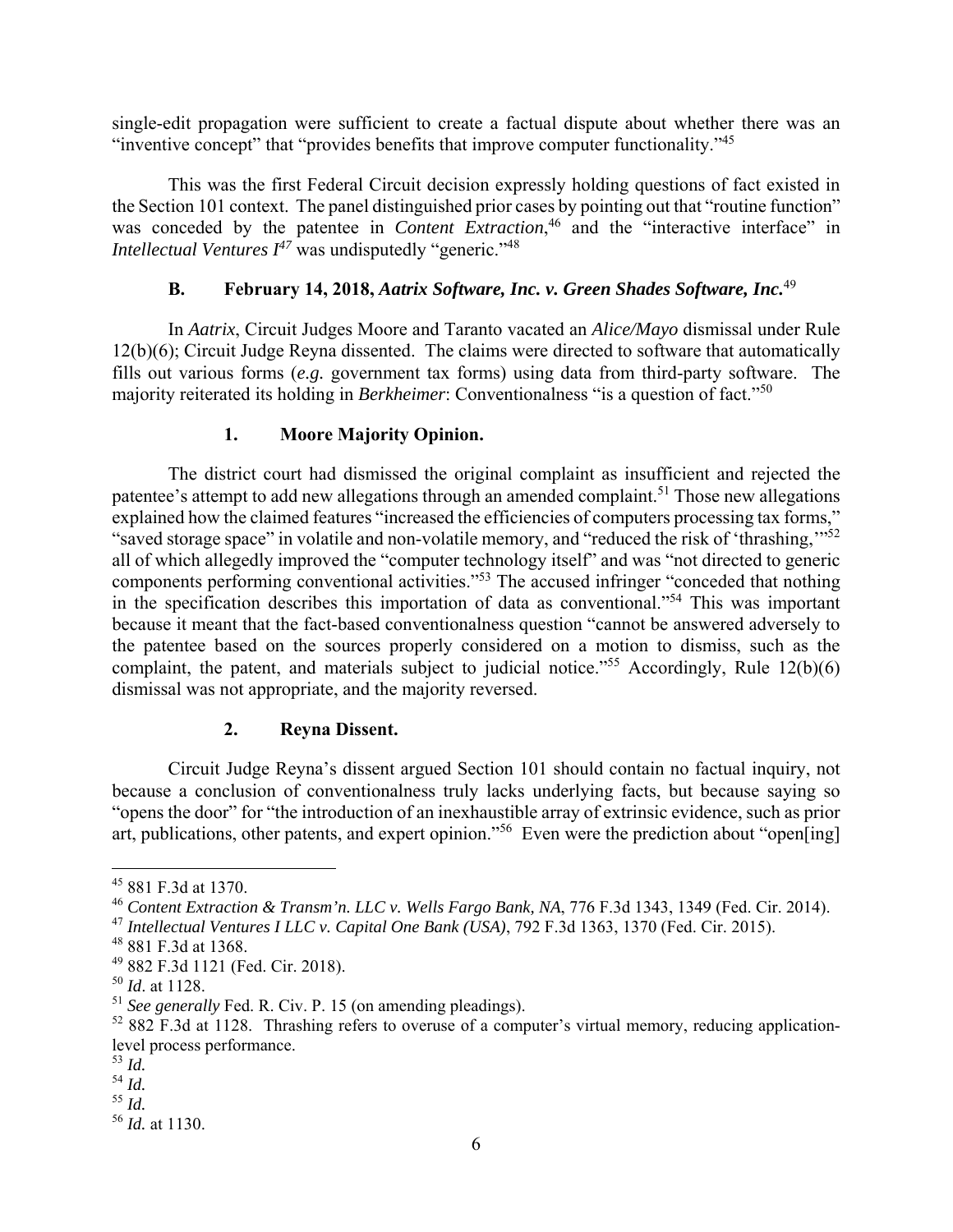single-edit propagation were sufficient to create a factual dispute about whether there was an "inventive concept" that "provides benefits that improve computer functionality."[45]

This was the first Federal Circuit decision expressly holding questions of fact existed in the Section 101 context. The panel distinguished prior cases by pointing out that "routine function" was conceded by the patentee in *Content Extraction*,[46] and the "interactive interface" in *Intellectual Ventures I*[47] was undisputedly "generic."[48]

### B. February 14, 2018, *Aatrix Software, Inc. v. Green Shades Software, Inc.*[49]

In *Aatrix*, Circuit Judges Moore and Taranto vacated an *Alice/Mayo* dismissal under Rule 12(b)(6); Circuit Judge Reyna dissented. The claims were directed to software that automatically fills out various forms (*e.g.* government tax forms) using data from third-party software. The majority reiterated its holding in *Berkheimer*: Conventionalness "is a question of fact."[50]

#### 1. Moore Majority Opinion.

The district court had dismissed the original complaint as insufficient and rejected the patentee's attempt to add new allegations through an amended complaint.[51] Those new allegations explained how the claimed features "increased the efficiencies of computers processing tax forms," "saved storage space" in volatile and non-volatile memory, and "reduced the risk of 'thrashing,'"[52] all of which allegedly improved the "computer technology itself" and was "not directed to generic components performing conventional activities."[53] The accused infringer "conceded that nothing in the specification describes this importation of data as conventional."[54] This was important because it meant that the fact-based conventionalness question "cannot be answered adversely to the patentee based on the sources properly considered on a motion to dismiss, such as the complaint, the patent, and materials subject to judicial notice."[55] Accordingly, Rule 12(b)(6) dismissal was not appropriate, and the majority reversed.

#### 2. Reyna Dissent.

Circuit Judge Reyna's dissent argued Section 101 should contain no factual inquiry, not because a conclusion of conventionalness truly lacks underlying facts, but because saying so "opens the door" for "the introduction of an inexhaustible array of extrinsic evidence, such as prior art, publications, other patents, and expert opinion."[56] Even were the prediction about "open[ing]

---

[45] 881 F.3d at 1370.
[46] *Content Extraction & Transm'n. LLC v. Wells Fargo Bank, NA*, 776 F.3d 1343, 1349 (Fed. Cir. 2014).
[47] *Intellectual Ventures I LLC v. Capital One Bank (USA)*, 792 F.3d 1363, 1370 (Fed. Cir. 2015).
[48] 881 F.3d at 1368.
[49] 882 F.3d 1121 (Fed. Cir. 2018).
[50] *Id*. at 1128.
[51] *See generally* Fed. R. Civ. P. 15 (on amending pleadings).
[52] 882 F.3d at 1128. Thrashing refers to overuse of a computer's virtual memory, reducing application-level process performance.
[53] *Id.*
[54] *Id.*
[55] *Id.*
[56] *Id.* at 1130.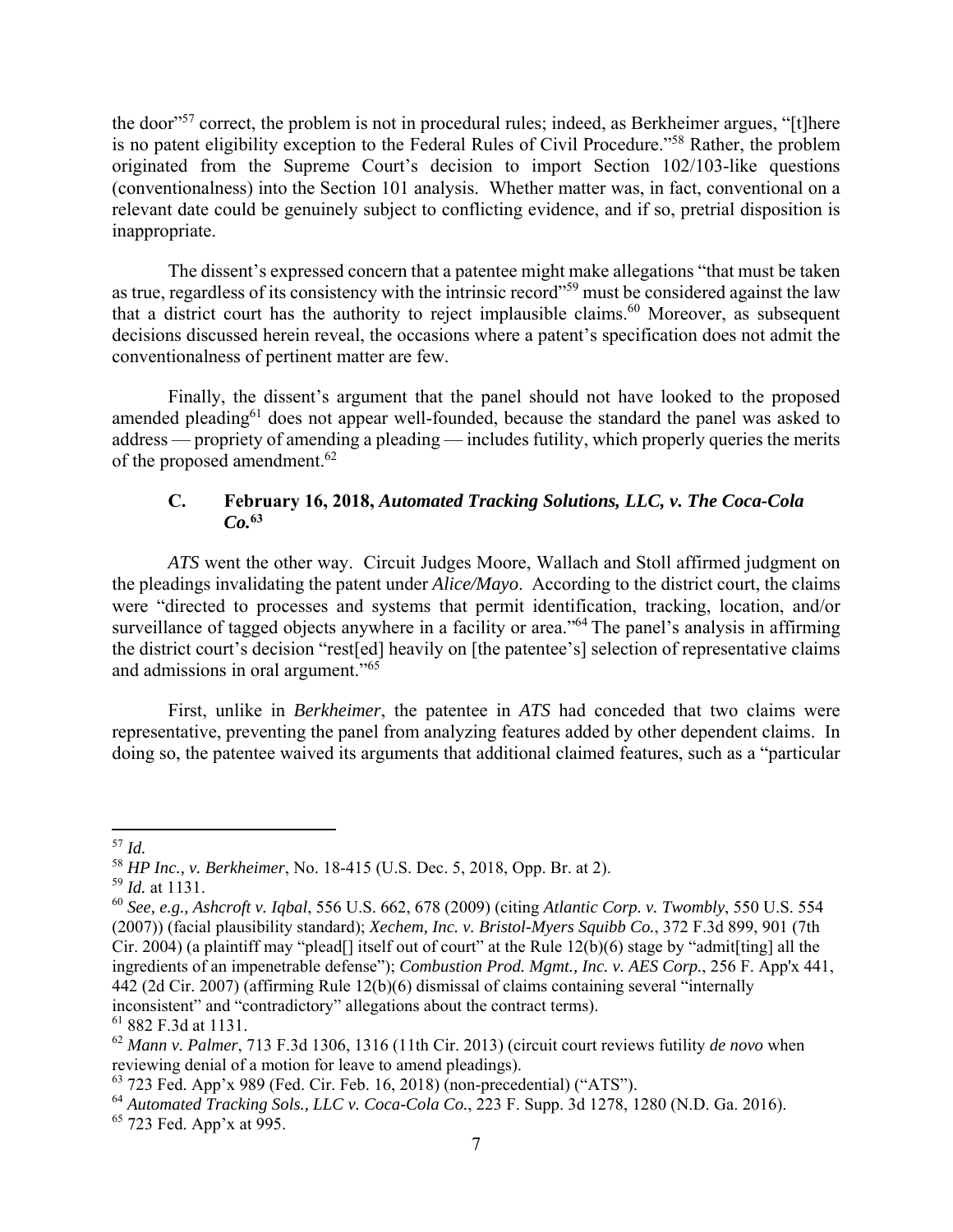the door"[57] correct, the problem is not in procedural rules; indeed, as Berkheimer argues, "[t]here is no patent eligibility exception to the Federal Rules of Civil Procedure."[58] Rather, the problem originated from the Supreme Court's decision to import Section 102/103-like questions (conventionalness) into the Section 101 analysis. Whether matter was, in fact, conventional on a relevant date could be genuinely subject to conflicting evidence, and if so, pretrial disposition is inappropriate.

The dissent's expressed concern that a patentee might make allegations "that must be taken as true, regardless of its consistency with the intrinsic record"[59] must be considered against the law that a district court has the authority to reject implausible claims.[60] Moreover, as subsequent decisions discussed herein reveal, the occasions where a patent's specification does not admit the conventionalness of pertinent matter are few.

Finally, the dissent's argument that the panel should not have looked to the proposed amended pleading[61] does not appear well-founded, because the standard the panel was asked to address — propriety of amending a pleading — includes futility, which properly queries the merits of the proposed amendment.[62]

### C. February 16, 2018, *Automated Tracking Solutions, LLC, v. The Coca-Cola Co.*[63]

*ATS* went the other way. Circuit Judges Moore, Wallach and Stoll affirmed judgment on the pleadings invalidating the patent under *Alice/Mayo*. According to the district court, the claims were "directed to processes and systems that permit identification, tracking, location, and/or surveillance of tagged objects anywhere in a facility or area."[64] The panel's analysis in affirming the district court's decision "rest[ed] heavily on [the patentee's] selection of representative claims and admissions in oral argument."[65]

First, unlike in *Berkheimer*, the patentee in *ATS* had conceded that two claims were representative, preventing the panel from analyzing features added by other dependent claims. In doing so, the patentee waived its arguments that additional claimed features, such as a "particular

---

[57] *Id.*

[58] *HP Inc., v. Berkheimer*, No. 18-415 (U.S. Dec. 5, 2018, Opp. Br. at 2).

[59] *Id.* at 1131.

[60] *See, e.g., Ashcroft v. Iqbal*, 556 U.S. 662, 678 (2009) (citing *Atlantic Corp. v. Twombly*, 550 U.S. 554 (2007)) (facial plausibility standard); *Xechem, Inc. v. Bristol-Myers Squibb Co.*, 372 F.3d 899, 901 (7th Cir. 2004) (a plaintiff may "plead[] itself out of court" at the Rule 12(b)(6) stage by "admit[ting] all the ingredients of an impenetrable defense"); *Combustion Prod. Mgmt., Inc. v. AES Corp.*, 256 F. App'x 441, 442 (2d Cir. 2007) (affirming Rule 12(b)(6) dismissal of claims containing several "internally inconsistent" and "contradictory" allegations about the contract terms).

[61] 882 F.3d at 1131.

[62] *Mann v. Palmer*, 713 F.3d 1306, 1316 (11th Cir. 2013) (circuit court reviews futility *de novo* when reviewing denial of a motion for leave to amend pleadings).

[63] 723 Fed. App'x 989 (Fed. Cir. Feb. 16, 2018) (non-precedential) ("ATS").

[64] *Automated Tracking Sols., LLC v. Coca-Cola Co.*, 223 F. Supp. 3d 1278, 1280 (N.D. Ga. 2016).

[65] 723 Fed. App'x at 995.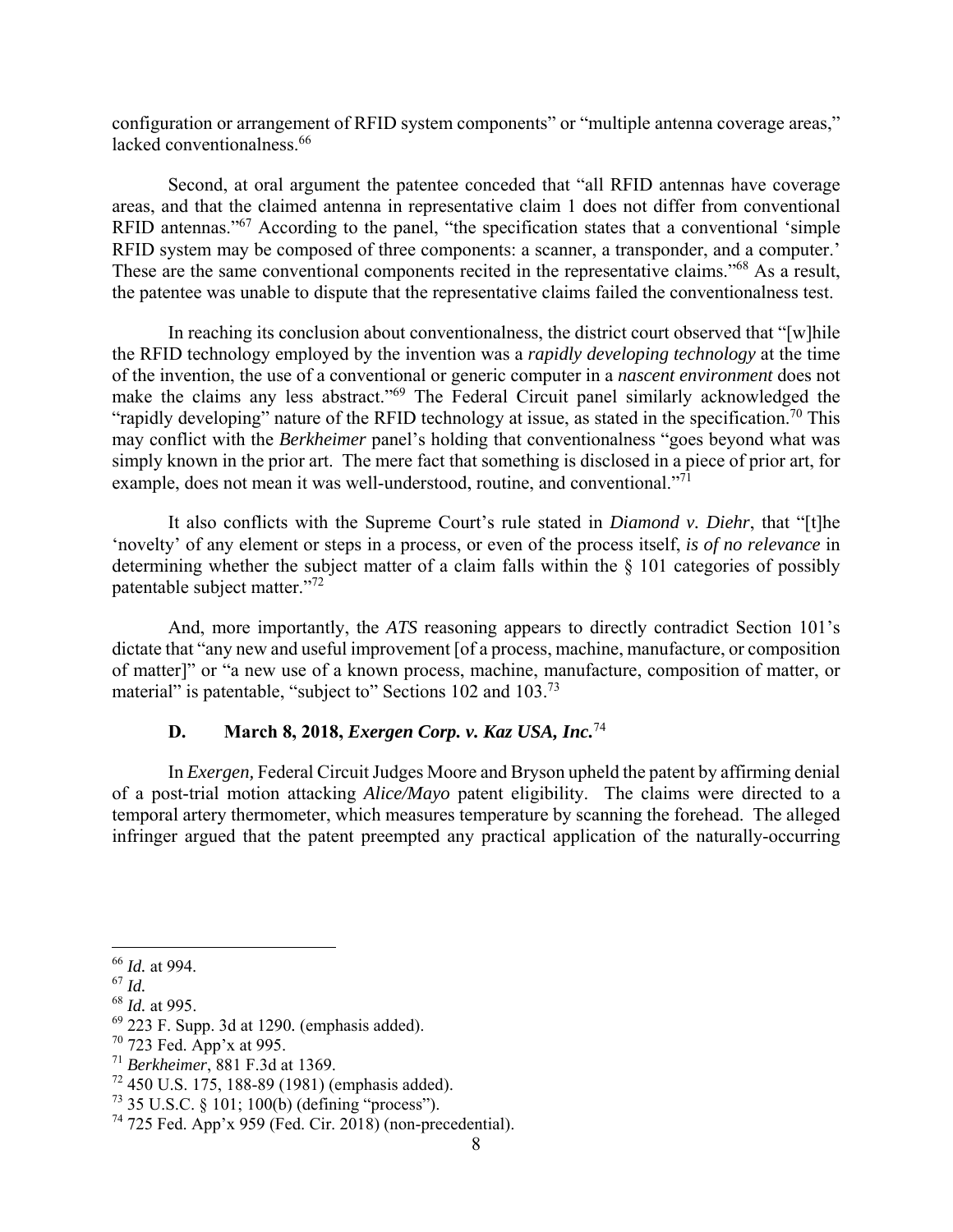configuration or arrangement of RFID system components" or "multiple antenna coverage areas," lacked conventionalness.[66]

Second, at oral argument the patentee conceded that "all RFID antennas have coverage areas, and that the claimed antenna in representative claim 1 does not differ from conventional RFID antennas."[67] According to the panel, "the specification states that a conventional 'simple RFID system may be composed of three components: a scanner, a transponder, and a computer.' These are the same conventional components recited in the representative claims."[68] As a result, the patentee was unable to dispute that the representative claims failed the conventionalness test.

In reaching its conclusion about conventionalness, the district court observed that "[w]hile the RFID technology employed by the invention was a *rapidly developing technology* at the time of the invention, the use of a conventional or generic computer in a *nascent environment* does not make the claims any less abstract."[69] The Federal Circuit panel similarly acknowledged the "rapidly developing" nature of the RFID technology at issue, as stated in the specification.[70] This may conflict with the *Berkheimer* panel's holding that conventionalness "goes beyond what was simply known in the prior art. The mere fact that something is disclosed in a piece of prior art, for example, does not mean it was well-understood, routine, and conventional."[71]

It also conflicts with the Supreme Court's rule stated in *Diamond v. Diehr*, that "[t]he 'novelty' of any element or steps in a process, or even of the process itself, *is of no relevance* in determining whether the subject matter of a claim falls within the § 101 categories of possibly patentable subject matter."[72]

And, more importantly, the *ATS* reasoning appears to directly contradict Section 101's dictate that "any new and useful improvement [of a process, machine, manufacture, or composition of matter]" or "a new use of a known process, machine, manufacture, composition of matter, or material" is patentable, "subject to" Sections 102 and 103.[73]

### D. March 8, 2018, *Exergen Corp. v. Kaz USA, Inc.*[74]

In *Exergen,* Federal Circuit Judges Moore and Bryson upheld the patent by affirming denial of a post-trial motion attacking *Alice/Mayo* patent eligibility. The claims were directed to a temporal artery thermometer, which measures temperature by scanning the forehead. The alleged infringer argued that the patent preempted any practical application of the naturally-occurring

---

[66] *Id.* at 994.

[67] *Id.*

[68] *Id.* at 995.

[69] 223 F. Supp. 3d at 1290. (emphasis added).

[70] 723 Fed. App'x at 995.

[71] *Berkheimer*, 881 F.3d at 1369.

[72] 450 U.S. 175, 188-89 (1981) (emphasis added).

[73] 35 U.S.C. § 101; 100(b) (defining "process").

[74] 725 Fed. App'x 959 (Fed. Cir. 2018) (non-precedential).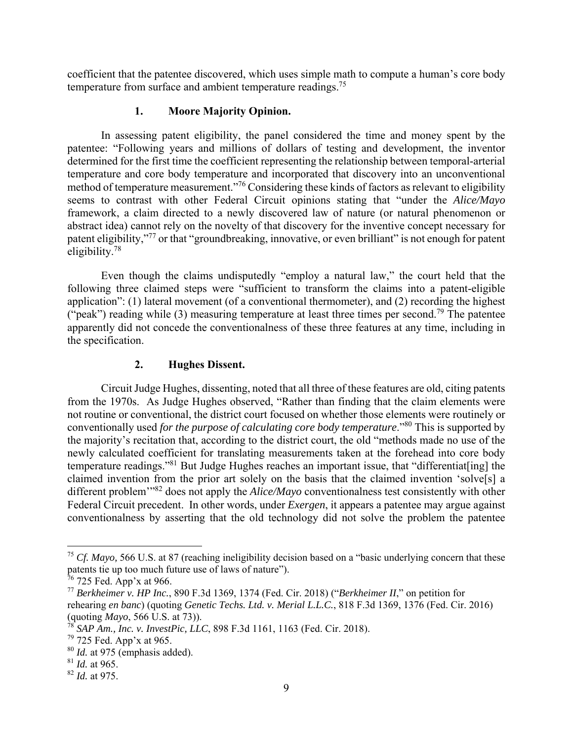coefficient that the patentee discovered, which uses simple math to compute a human's core body temperature from surface and ambient temperature readings.[75]

### 1. Moore Majority Opinion.

In assessing patent eligibility, the panel considered the time and money spent by the patentee: "Following years and millions of dollars of testing and development, the inventor determined for the first time the coefficient representing the relationship between temporal-arterial temperature and core body temperature and incorporated that discovery into an unconventional method of temperature measurement."[76] Considering these kinds of factors as relevant to eligibility seems to contrast with other Federal Circuit opinions stating that "under the *Alice/Mayo* framework, a claim directed to a newly discovered law of nature (or natural phenomenon or abstract idea) cannot rely on the novelty of that discovery for the inventive concept necessary for patent eligibility,"[77] or that "groundbreaking, innovative, or even brilliant" is not enough for patent eligibility.[78]

Even though the claims undisputedly "employ a natural law," the court held that the following three claimed steps were "sufficient to transform the claims into a patent-eligible application": (1) lateral movement (of a conventional thermometer), and (2) recording the highest ("peak") reading while (3) measuring temperature at least three times per second.[79] The patentee apparently did not concede the conventionalness of these three features at any time, including in the specification.

### 2. Hughes Dissent.

Circuit Judge Hughes, dissenting, noted that all three of these features are old, citing patents from the 1970s. As Judge Hughes observed, "Rather than finding that the claim elements were not routine or conventional, the district court focused on whether those elements were routinely or conventionally used *for the purpose of calculating core body temperature*."[80] This is supported by the majority's recitation that, according to the district court, the old "methods made no use of the newly calculated coefficient for translating measurements taken at the forehead into core body temperature readings."[81] But Judge Hughes reaches an important issue, that "differentiat[ing] the claimed invention from the prior art solely on the basis that the claimed invention 'solve[s] a different problem'"[82] does not apply the *Alice/Mayo* conventionalness test consistently with other Federal Circuit precedent. In other words, under *Exergen*, it appears a patentee may argue against conventionalness by asserting that the old technology did not solve the problem the patentee

---

[75] *Cf. Mayo,* 566 U.S. at 87 (reaching ineligibility decision based on a "basic underlying concern that these patents tie up too much future use of laws of nature").

[76] 725 Fed. App'x at 966.

[77] *Berkheimer v. HP Inc.*, 890 F.3d 1369, 1374 (Fed. Cir. 2018) ("*Berkheimer II*," on petition for rehearing *en banc*) (quoting *Genetic Techs. Ltd. v. Merial L.L.C.*, 818 F.3d 1369, 1376 (Fed. Cir. 2016) (quoting *Mayo*, 566 U.S. at 73)).

[78] *SAP Am., Inc. v. InvestPic, LLC*, 898 F.3d 1161, 1163 (Fed. Cir. 2018).

[79] 725 Fed. App'x at 965.

[80] *Id.* at 975 (emphasis added).

[81] *Id.* at 965.

[82] *Id.* at 975.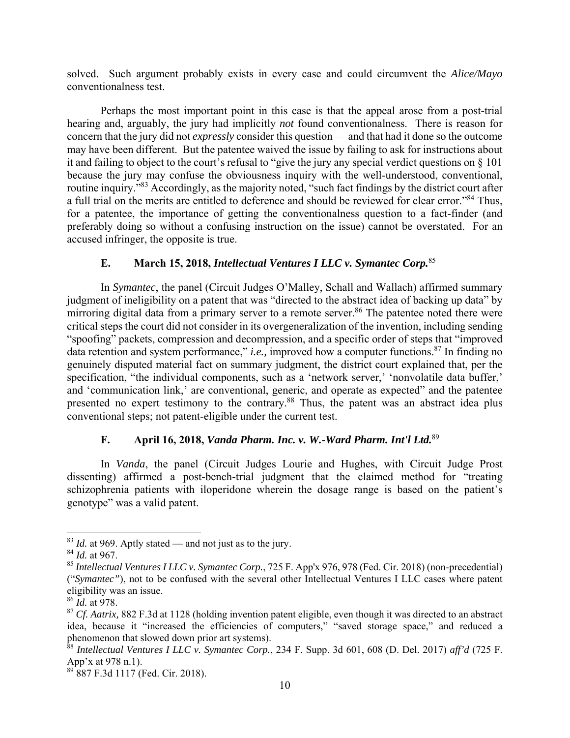solved. Such argument probably exists in every case and could circumvent the *Alice/Mayo* conventionalness test.

Perhaps the most important point in this case is that the appeal arose from a post-trial hearing and, arguably, the jury had implicitly *not* found conventionalness. There is reason for concern that the jury did not *expressly* consider this question — and that had it done so the outcome may have been different. But the patentee waived the issue by failing to ask for instructions about it and failing to object to the court's refusal to "give the jury any special verdict questions on § 101 because the jury may confuse the obviousness inquiry with the well-understood, conventional, routine inquiry."[83] Accordingly, as the majority noted, "such fact findings by the district court after a full trial on the merits are entitled to deference and should be reviewed for clear error."[84] Thus, for a patentee, the importance of getting the conventionalness question to a fact-finder (and preferably doing so without a confusing instruction on the issue) cannot be overstated. For an accused infringer, the opposite is true.

### E. March 15, 2018, *Intellectual Ventures I LLC v. Symantec Corp.*[85]

In *Symantec*, the panel (Circuit Judges O'Malley, Schall and Wallach) affirmed summary judgment of ineligibility on a patent that was "directed to the abstract idea of backing up data" by mirroring digital data from a primary server to a remote server.[86] The patentee noted there were critical steps the court did not consider in its overgeneralization of the invention, including sending "spoofing" packets, compression and decompression, and a specific order of steps that "improved data retention and system performance," *i.e.,* improved how a computer functions.[87] In finding no genuinely disputed material fact on summary judgment, the district court explained that, per the specification, "the individual components, such as a 'network server,' 'nonvolatile data buffer,' and 'communication link,' are conventional, generic, and operate as expected" and the patentee presented no expert testimony to the contrary.[88] Thus, the patent was an abstract idea plus conventional steps; not patent-eligible under the current test.

### F. April 16, 2018, *Vanda Pharm. Inc. v. W.-Ward Pharm. Int'l Ltd.*[89]

In *Vanda*, the panel (Circuit Judges Lourie and Hughes, with Circuit Judge Prost dissenting) affirmed a post-bench-trial judgment that the claimed method for "treating schizophrenia patients with iloperidone wherein the dosage range is based on the patient's genotype" was a valid patent.

---

[83] *Id.* at 969. Aptly stated — and not just as to the jury.

[84] *Id.* at 967.

[85] *Intellectual Ventures I LLC v. Symantec Corp.*, 725 F. App'x 976, 978 (Fed. Cir. 2018) (non-precedential) ("*Symantec*"), not to be confused with the several other Intellectual Ventures I LLC cases where patent eligibility was an issue.

[86] *Id.* at 978.

[87] *Cf. Aatrix,* 882 F.3d at 1128 (holding invention patent eligible, even though it was directed to an abstract idea, because it "increased the efficiencies of computers," "saved storage space," and reduced a phenomenon that slowed down prior art systems).

[88] *Intellectual Ventures I LLC v. Symantec Corp.*, 234 F. Supp. 3d 601, 608 (D. Del. 2017) *aff'd* (725 F. App'x at 978 n.1).

[89] 887 F.3d 1117 (Fed. Cir. 2018).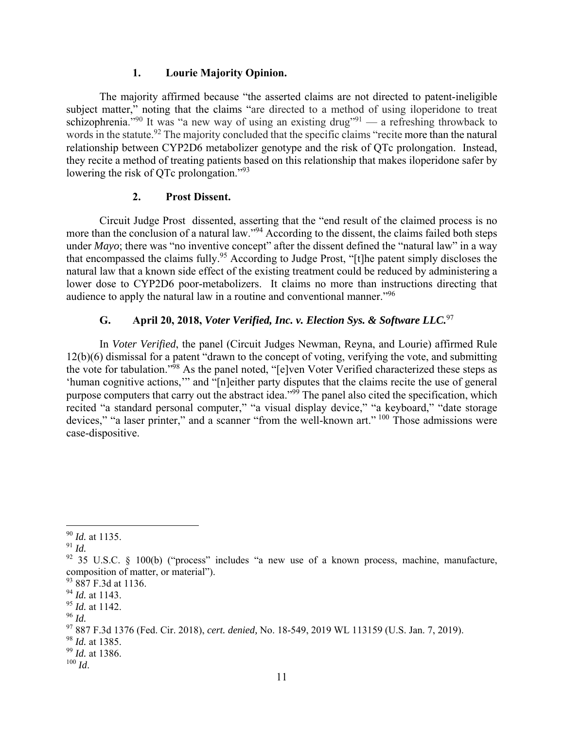### 1. Lourie Majority Opinion.

The majority affirmed because "the asserted claims are not directed to patent-ineligible subject matter," noting that the claims "are directed to a method of using iloperidone to treat schizophrenia."[90] It was "a new way of using an existing drug"[91] — a refreshing throwback to words in the statute.[92] The majority concluded that the specific claims "recite more than the natural relationship between CYP2D6 metabolizer genotype and the risk of QTc prolongation. Instead, they recite a method of treating patients based on this relationship that makes iloperidone safer by lowering the risk of QTc prolongation."[93]

### 2. Prost Dissent.

Circuit Judge Prost dissented, asserting that the "end result of the claimed process is no more than the conclusion of a natural law."[94] According to the dissent, the claims failed both steps under *Mayo*; there was "no inventive concept" after the dissent defined the "natural law" in a way that encompassed the claims fully.[95] According to Judge Prost, "[t]he patent simply discloses the natural law that a known side effect of the existing treatment could be reduced by administering a lower dose to CYP2D6 poor-metabolizers. It claims no more than instructions directing that audience to apply the natural law in a routine and conventional manner."[96]

## G. April 20, 2018, *Voter Verified, Inc. v. Election Sys. & Software LLC.*[97]

In *Voter Verified*, the panel (Circuit Judges Newman, Reyna, and Lourie) affirmed Rule 12(b)(6) dismissal for a patent "drawn to the concept of voting, verifying the vote, and submitting the vote for tabulation."[98] As the panel noted, "[e]ven Voter Verified characterized these steps as 'human cognitive actions,'" and "[n]either party disputes that the claims recite the use of general purpose computers that carry out the abstract idea."[99] The panel also cited the specification, which recited "a standard personal computer," "a visual display device," "a keyboard," "date storage devices," "a laser printer," and a scanner "from the well-known art."[100] Those admissions were case-dispositive.

---

[90] *Id.* at 1135.
[91] *Id.*
[92] 35 U.S.C. § 100(b) ("process" includes "a new use of a known process, machine, manufacture, composition of matter, or material").
[93] 887 F.3d at 1136.
[94] *Id.* at 1143.
[95] *Id.* at 1142.
[96] *Id.*
[97] 887 F.3d 1376 (Fed. Cir. 2018), *cert. denied,* No. 18-549, 2019 WL 113159 (U.S. Jan. 7, 2019).
[98] *Id.* at 1385.
[99] *Id.* at 1386.
[100] *Id*.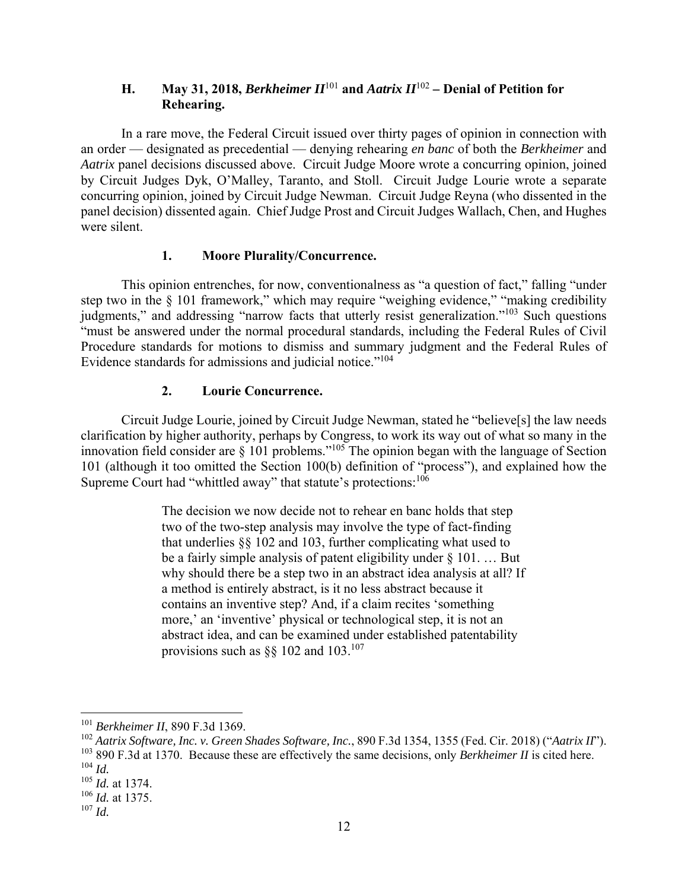### H. May 31, 2018, *Berkheimer II*[101] and *Aatrix II*[102] – Denial of Petition for Rehearing.

In a rare move, the Federal Circuit issued over thirty pages of opinion in connection with an order — designated as precedential — denying rehearing *en banc* of both the *Berkheimer* and *Aatrix* panel decisions discussed above. Circuit Judge Moore wrote a concurring opinion, joined by Circuit Judges Dyk, O'Malley, Taranto, and Stoll. Circuit Judge Lourie wrote a separate concurring opinion, joined by Circuit Judge Newman. Circuit Judge Reyna (who dissented in the panel decision) dissented again. Chief Judge Prost and Circuit Judges Wallach, Chen, and Hughes were silent.

#### 1. Moore Plurality/Concurrence.

This opinion entrenches, for now, conventionalness as "a question of fact," falling "under step two in the § 101 framework," which may require "weighing evidence," "making credibility judgments," and addressing "narrow facts that utterly resist generalization."[103] Such questions "must be answered under the normal procedural standards, including the Federal Rules of Civil Procedure standards for motions to dismiss and summary judgment and the Federal Rules of Evidence standards for admissions and judicial notice."[104]

#### 2. Lourie Concurrence.

Circuit Judge Lourie, joined by Circuit Judge Newman, stated he "believe[s] the law needs clarification by higher authority, perhaps by Congress, to work its way out of what so many in the innovation field consider are § 101 problems."[105] The opinion began with the language of Section 101 (although it too omitted the Section 100(b) definition of "process"), and explained how the Supreme Court had "whittled away" that statute's protections:[106]

> The decision we now decide not to rehear en banc holds that step two of the two-step analysis may involve the type of fact-finding that underlies §§ 102 and 103, further complicating what used to be a fairly simple analysis of patent eligibility under § 101. … But why should there be a step two in an abstract idea analysis at all? If a method is entirely abstract, is it no less abstract because it contains an inventive step? And, if a claim recites 'something more,' an 'inventive' physical or technological step, it is not an abstract idea, and can be examined under established patentability provisions such as §§ 102 and 103.[107]

---

[101] *Berkheimer II*, 890 F.3d 1369.

[102] *Aatrix Software, Inc. v. Green Shades Software, Inc.*, 890 F.3d 1354, 1355 (Fed. Cir. 2018) ("*Aatrix II*").

[103] 890 F.3d at 1370. Because these are effectively the same decisions, only *Berkheimer II* is cited here.

[104] *Id.*

[105] *Id.* at 1374.

[106] *Id.* at 1375.

[107] *Id.*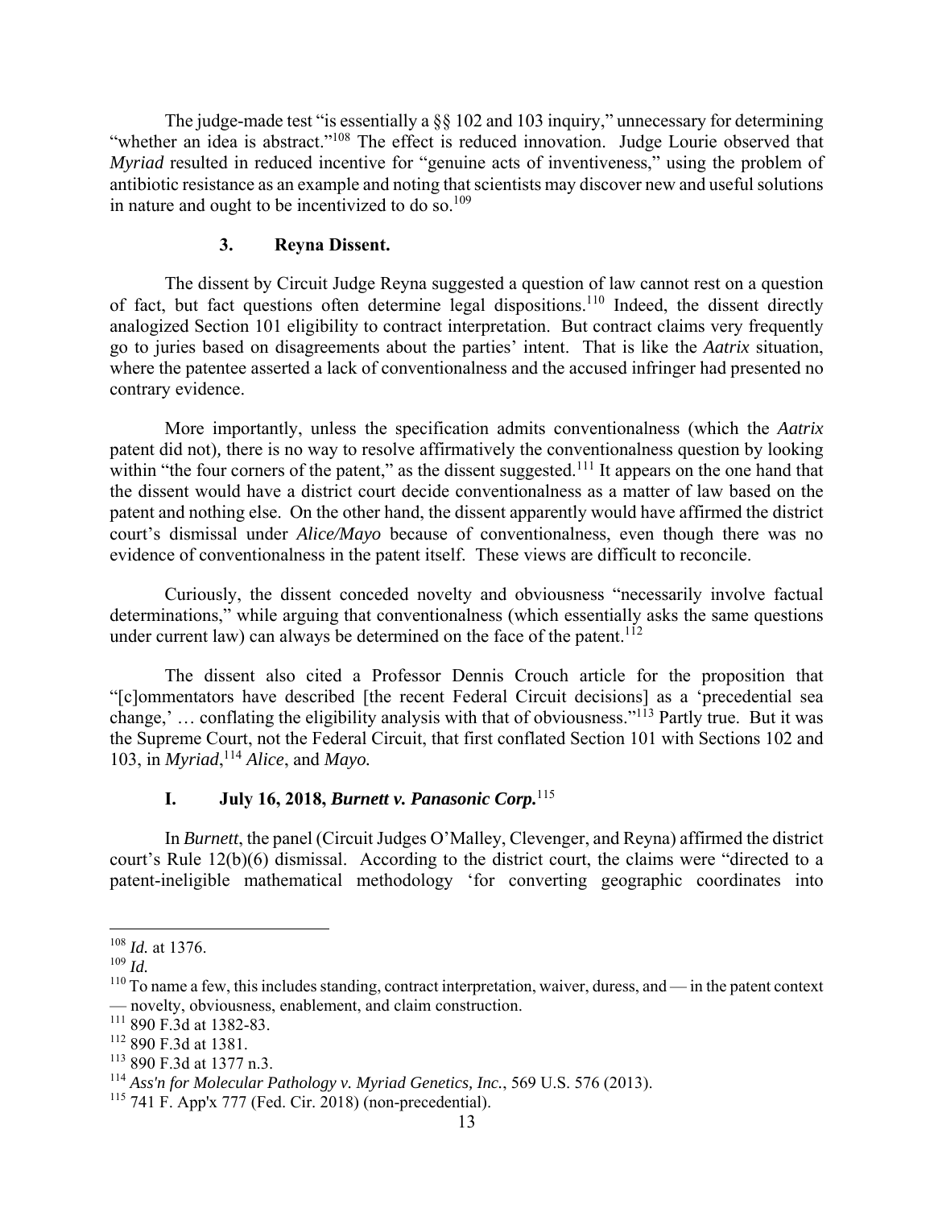The judge-made test "is essentially a §§ 102 and 103 inquiry," unnecessary for determining "whether an idea is abstract."[108] The effect is reduced innovation. Judge Lourie observed that *Myriad* resulted in reduced incentive for "genuine acts of inventiveness," using the problem of antibiotic resistance as an example and noting that scientists may discover new and useful solutions in nature and ought to be incentivized to do so.[109]

### 3. Reyna Dissent.

The dissent by Circuit Judge Reyna suggested a question of law cannot rest on a question of fact, but fact questions often determine legal dispositions.[110] Indeed, the dissent directly analogized Section 101 eligibility to contract interpretation. But contract claims very frequently go to juries based on disagreements about the parties' intent. That is like the *Aatrix* situation, where the patentee asserted a lack of conventionalness and the accused infringer had presented no contrary evidence.

More importantly, unless the specification admits conventionalness (which the *Aatrix* patent did not), there is no way to resolve affirmatively the conventionalness question by looking within "the four corners of the patent," as the dissent suggested.[111] It appears on the one hand that the dissent would have a district court decide conventionalness as a matter of law based on the patent and nothing else. On the other hand, the dissent apparently would have affirmed the district court's dismissal under *Alice/Mayo* because of conventionalness, even though there was no evidence of conventionalness in the patent itself. These views are difficult to reconcile.

Curiously, the dissent conceded novelty and obviousness "necessarily involve factual determinations," while arguing that conventionalness (which essentially asks the same questions under current law) can always be determined on the face of the patent.[112]

The dissent also cited a Professor Dennis Crouch article for the proposition that "[c]ommentators have described [the recent Federal Circuit decisions] as a 'precedential sea change,' … conflating the eligibility analysis with that of obviousness."[113] Partly true. But it was the Supreme Court, not the Federal Circuit, that first conflated Section 101 with Sections 102 and 103, in *Myriad*,[114] *Alice*, and *Mayo.*

## I. July 16, 2018, *Burnett v. Panasonic Corp.*[115]

In *Burnett*, the panel (Circuit Judges O'Malley, Clevenger, and Reyna) affirmed the district court's Rule 12(b)(6) dismissal. According to the district court, the claims were "directed to a patent-ineligible mathematical methodology 'for converting geographic coordinates into

---

[108] *Id.* at 1376.

[109] *Id.*

[110] To name a few, this includes standing, contract interpretation, waiver, duress, and — in the patent context — novelty, obviousness, enablement, and claim construction.

[111] 890 F.3d at 1382-83.

[112] 890 F.3d at 1381.

[113] 890 F.3d at 1377 n.3.

[114] *Ass'n for Molecular Pathology v. Myriad Genetics, Inc.*, 569 U.S. 576 (2013).

[115] 741 F. App'x 777 (Fed. Cir. 2018) (non-precedential).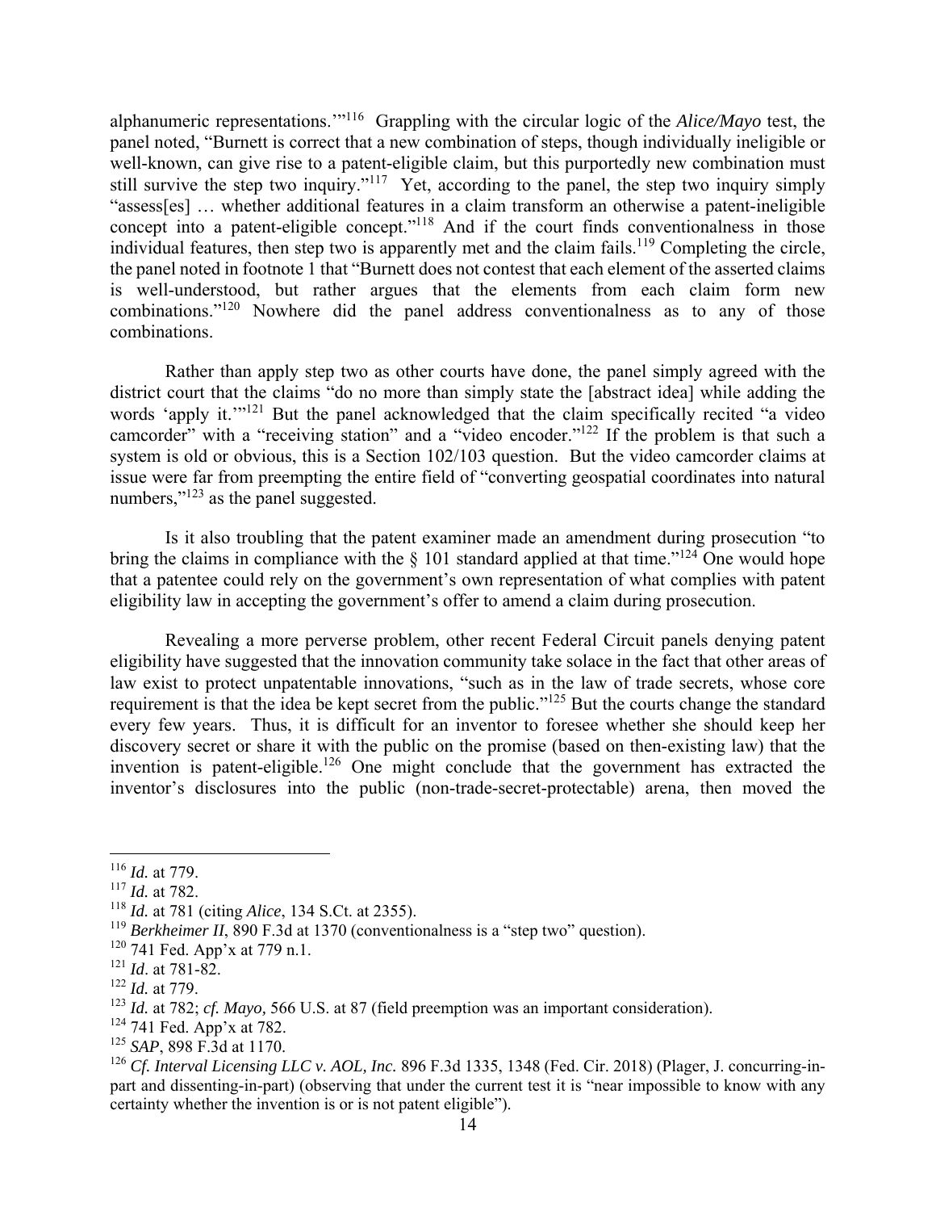alphanumeric representations.'"[116] Grappling with the circular logic of the *Alice/Mayo* test, the panel noted, "Burnett is correct that a new combination of steps, though individually ineligible or well-known, can give rise to a patent-eligible claim, but this purportedly new combination must still survive the step two inquiry."[117] Yet, according to the panel, the step two inquiry simply "assess[es] … whether additional features in a claim transform an otherwise a patent-ineligible concept into a patent-eligible concept."[118] And if the court finds conventionalness in those individual features, then step two is apparently met and the claim fails.[119] Completing the circle, the panel noted in footnote 1 that "Burnett does not contest that each element of the asserted claims is well-understood, but rather argues that the elements from each claim form new combinations."[120] Nowhere did the panel address conventionalness as to any of those combinations.

Rather than apply step two as other courts have done, the panel simply agreed with the district court that the claims "do no more than simply state the [abstract idea] while adding the words 'apply it.'"[121] But the panel acknowledged that the claim specifically recited "a video camcorder" with a "receiving station" and a "video encoder."[122] If the problem is that such a system is old or obvious, this is a Section 102/103 question. But the video camcorder claims at issue were far from preempting the entire field of "converting geospatial coordinates into natural numbers,"[123] as the panel suggested.

Is it also troubling that the patent examiner made an amendment during prosecution "to bring the claims in compliance with the § 101 standard applied at that time."[124] One would hope that a patentee could rely on the government's own representation of what complies with patent eligibility law in accepting the government's offer to amend a claim during prosecution.

Revealing a more perverse problem, other recent Federal Circuit panels denying patent eligibility have suggested that the innovation community take solace in the fact that other areas of law exist to protect unpatentable innovations, "such as in the law of trade secrets, whose core requirement is that the idea be kept secret from the public."[125] But the courts change the standard every few years. Thus, it is difficult for an inventor to foresee whether she should keep her discovery secret or share it with the public on the promise (based on then-existing law) that the invention is patent-eligible.[126] One might conclude that the government has extracted the inventor's disclosures into the public (non-trade-secret-protectable) arena, then moved the

---

[116] *Id.* at 779.

[117] *Id.* at 782.

[118] *Id.* at 781 (citing *Alice*, 134 S.Ct. at 2355).

[119] *Berkheimer II*, 890 F.3d at 1370 (conventionalness is a "step two" question).

[120] 741 Fed. App'x at 779 n.1.

[121] *Id*. at 781-82.

[122] *Id.* at 779.

[123] *Id.* at 782; *cf. Mayo,* 566 U.S. at 87 (field preemption was an important consideration).

[124] 741 Fed. App'x at 782.

[125] *SAP*, 898 F.3d at 1170.

[126] *Cf. Interval Licensing LLC v. AOL, Inc.* 896 F.3d 1335, 1348 (Fed. Cir. 2018) (Plager, J. concurring-in-part and dissenting-in-part) (observing that under the current test it is "near impossible to know with any certainty whether the invention is or is not patent eligible").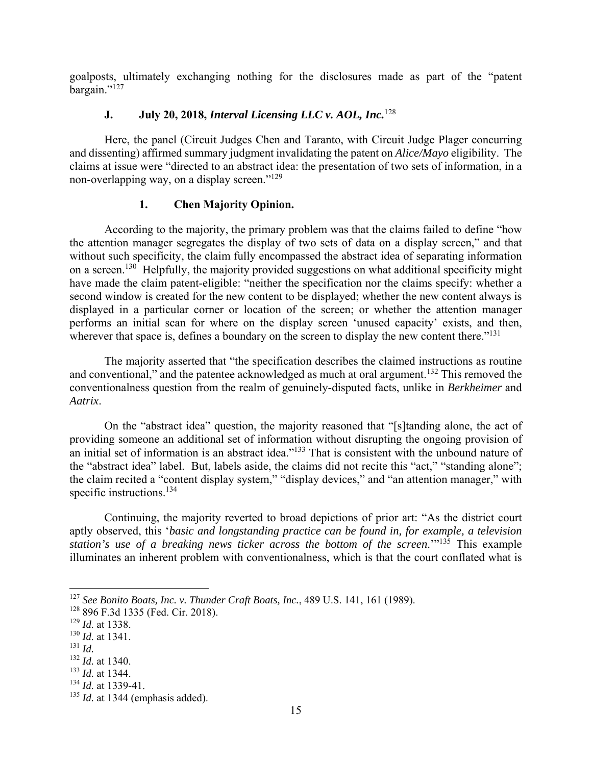goalposts, ultimately exchanging nothing for the disclosures made as part of the "patent bargain."[127]

### J. July 20, 2018, *Interval Licensing LLC v. AOL, Inc.*[128]

Here, the panel (Circuit Judges Chen and Taranto, with Circuit Judge Plager concurring and dissenting) affirmed summary judgment invalidating the patent on *Alice/Mayo* eligibility. The claims at issue were "directed to an abstract idea: the presentation of two sets of information, in a non-overlapping way, on a display screen."[129]

#### 1. Chen Majority Opinion.

According to the majority, the primary problem was that the claims failed to define "how the attention manager segregates the display of two sets of data on a display screen," and that without such specificity, the claim fully encompassed the abstract idea of separating information on a screen.[130] Helpfully, the majority provided suggestions on what additional specificity might have made the claim patent-eligible: "neither the specification nor the claims specify: whether a second window is created for the new content to be displayed; whether the new content always is displayed in a particular corner or location of the screen; or whether the attention manager performs an initial scan for where on the display screen 'unused capacity' exists, and then, wherever that space is, defines a boundary on the screen to display the new content there."[131]

The majority asserted that "the specification describes the claimed instructions as routine and conventional," and the patentee acknowledged as much at oral argument.[132] This removed the conventionalness question from the realm of genuinely-disputed facts, unlike in *Berkheimer* and *Aatrix*.

On the "abstract idea" question, the majority reasoned that "[s]tanding alone, the act of providing someone an additional set of information without disrupting the ongoing provision of an initial set of information is an abstract idea."[133] That is consistent with the unbound nature of the "abstract idea" label. But, labels aside, the claims did not recite this "act," "standing alone"; the claim recited a "content display system," "display devices," and "an attention manager," with specific instructions.[134]

Continuing, the majority reverted to broad depictions of prior art: "As the district court aptly observed, this '*basic and longstanding practice can be found in, for example, a television station's use of a breaking news ticker across the bottom of the screen*.'"[135] This example illuminates an inherent problem with conventionalness, which is that the court conflated what is

---

[127] *See Bonito Boats, Inc. v. Thunder Craft Boats, Inc.*, 489 U.S. 141, 161 (1989).

[128] 896 F.3d 1335 (Fed. Cir. 2018).

[129] *Id.* at 1338.

[130] *Id.* at 1341.

[131] *Id.*

[132] *Id.* at 1340.

[133] *Id.* at 1344.

[134] *Id.* at 1339-41.

[135] *Id.* at 1344 (emphasis added).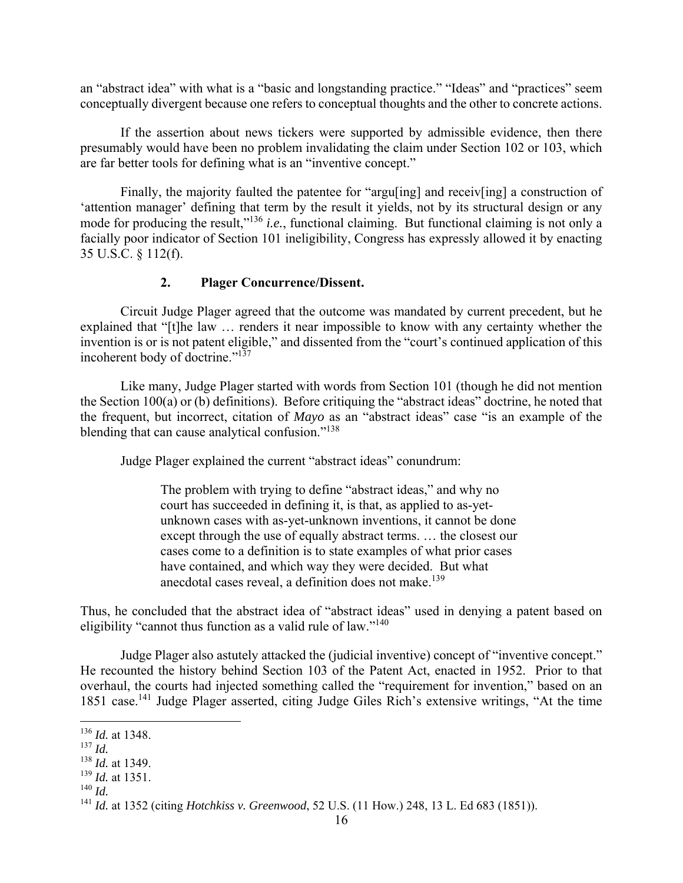an "abstract idea" with what is a "basic and longstanding practice." "Ideas" and "practices" seem conceptually divergent because one refers to conceptual thoughts and the other to concrete actions.

If the assertion about news tickers were supported by admissible evidence, then there presumably would have been no problem invalidating the claim under Section 102 or 103, which are far better tools for defining what is an "inventive concept."

Finally, the majority faulted the patentee for "argu[ing] and receiv[ing] a construction of 'attention manager' defining that term by the result it yields, not by its structural design or any mode for producing the result,"[136] *i.e.*, functional claiming. But functional claiming is not only a facially poor indicator of Section 101 ineligibility, Congress has expressly allowed it by enacting 35 U.S.C. § 112(f).

### 2. Plager Concurrence/Dissent.

Circuit Judge Plager agreed that the outcome was mandated by current precedent, but he explained that "[t]he law … renders it near impossible to know with any certainty whether the invention is or is not patent eligible," and dissented from the "court's continued application of this incoherent body of doctrine."[137]

Like many, Judge Plager started with words from Section 101 (though he did not mention the Section 100(a) or (b) definitions). Before critiquing the "abstract ideas" doctrine, he noted that the frequent, but incorrect, citation of *Mayo* as an "abstract ideas" case "is an example of the blending that can cause analytical confusion."[138]

Judge Plager explained the current "abstract ideas" conundrum:

> The problem with trying to define "abstract ideas," and why no court has succeeded in defining it, is that, as applied to as-yet-unknown cases with as-yet-unknown inventions, it cannot be done except through the use of equally abstract terms. … the closest our cases come to a definition is to state examples of what prior cases have contained, and which way they were decided. But what anecdotal cases reveal, a definition does not make.[139]

Thus, he concluded that the abstract idea of "abstract ideas" used in denying a patent based on eligibility "cannot thus function as a valid rule of law."[140]

Judge Plager also astutely attacked the (judicial inventive) concept of "inventive concept." He recounted the history behind Section 103 of the Patent Act, enacted in 1952. Prior to that overhaul, the courts had injected something called the "requirement for invention," based on an 1851 case.[141] Judge Plager asserted, citing Judge Giles Rich's extensive writings, "At the time

---

[136] *Id.* at 1348.

[137] *Id.*

[138] *Id.* at 1349.

[139] *Id.* at 1351.

[140] *Id.*

[141] *Id.* at 1352 (citing *Hotchkiss v. Greenwood*, 52 U.S. (11 How.) 248, 13 L. Ed 683 (1851)).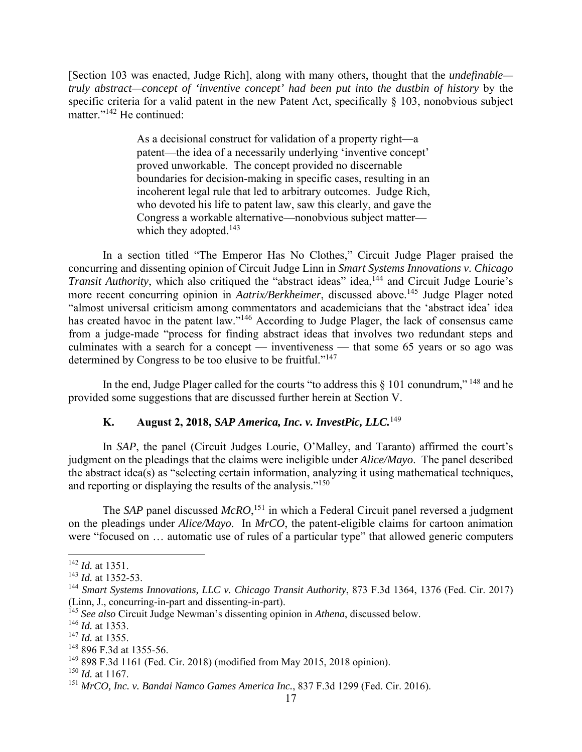[Section 103 was enacted, Judge Rich], along with many others, thought that the *undefinable—truly abstract—concept of 'inventive concept' had been put into the dustbin of history* by the specific criteria for a valid patent in the new Patent Act, specifically § 103, nonobvious subject matter."[142] He continued:

> As a decisional construct for validation of a property right—a patent—the idea of a necessarily underlying 'inventive concept' proved unworkable. The concept provided no discernable boundaries for decision-making in specific cases, resulting in an incoherent legal rule that led to arbitrary outcomes. Judge Rich, who devoted his life to patent law, saw this clearly, and gave the Congress a workable alternative—nonobvious subject matter—which they adopted.[143]

In a section titled "The Emperor Has No Clothes," Circuit Judge Plager praised the concurring and dissenting opinion of Circuit Judge Linn in *Smart Systems Innovations v. Chicago Transit Authority*, which also critiqued the "abstract ideas" idea,[144] and Circuit Judge Lourie's more recent concurring opinion in *Aatrix/Berkheimer*, discussed above.[145] Judge Plager noted "almost universal criticism among commentators and academicians that the 'abstract idea' idea has created havoc in the patent law."[146] According to Judge Plager, the lack of consensus came from a judge-made "process for finding abstract ideas that involves two redundant steps and culminates with a search for a concept — inventiveness — that some 65 years or so ago was determined by Congress to be too elusive to be fruitful."[147]

In the end, Judge Plager called for the courts "to address this § 101 conundrum," [148] and he provided some suggestions that are discussed further herein at Section V.

### K. August 2, 2018, *SAP America, Inc. v. InvestPic, LLC.*[149]

In *SAP*, the panel (Circuit Judges Lourie, O'Malley, and Taranto) affirmed the court's judgment on the pleadings that the claims were ineligible under *Alice/Mayo*. The panel described the abstract idea(s) as "selecting certain information, analyzing it using mathematical techniques, and reporting or displaying the results of the analysis."[150]

The *SAP* panel discussed *McRO*,[151] in which a Federal Circuit panel reversed a judgment on the pleadings under *Alice/Mayo*. In *MrCO*, the patent-eligible claims for cartoon animation were "focused on … automatic use of rules of a particular type" that allowed generic computers

---

[142] *Id.* at 1351.

[143] *Id.* at 1352-53.

[144] *Smart Systems Innovations, LLC v. Chicago Transit Authority*, 873 F.3d 1364, 1376 (Fed. Cir. 2017) (Linn, J., concurring-in-part and dissenting-in-part).

[145] *See also* Circuit Judge Newman's dissenting opinion in *Athena*, discussed below.

[146] *Id.* at 1353.

[147] *Id.* at 1355.

[148] 896 F.3d at 1355-56.

[149] 898 F.3d 1161 (Fed. Cir. 2018) (modified from May 2015, 2018 opinion).

[150] *Id.* at 1167.

[151] *MrCO, Inc. v. Bandai Namco Games America Inc.*, 837 F.3d 1299 (Fed. Cir. 2016).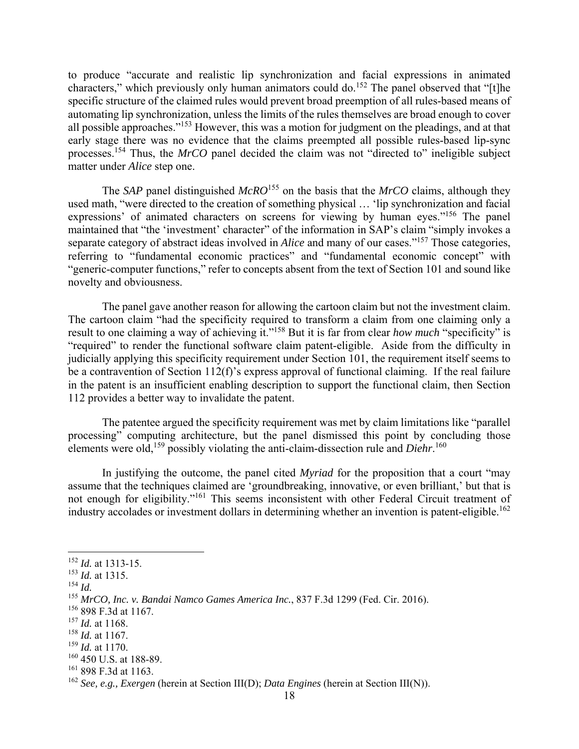to produce "accurate and realistic lip synchronization and facial expressions in animated characters," which previously only human animators could do.[152] The panel observed that "[t]he specific structure of the claimed rules would prevent broad preemption of all rules-based means of automating lip synchronization, unless the limits of the rules themselves are broad enough to cover all possible approaches."[153] However, this was a motion for judgment on the pleadings, and at that early stage there was no evidence that the claims preempted all possible rules-based lip-sync processes.[154] Thus, the *MrCO* panel decided the claim was not "directed to" ineligible subject matter under *Alice* step one.

The *SAP* panel distinguished *McRO*[155] on the basis that the *MrCO* claims, although they used math, "were directed to the creation of something physical … 'lip synchronization and facial expressions' of animated characters on screens for viewing by human eyes."[156] The panel maintained that "the 'investment' character" of the information in SAP's claim "simply invokes a separate category of abstract ideas involved in *Alice* and many of our cases."[157] Those categories, referring to "fundamental economic practices" and "fundamental economic concept" with "generic-computer functions," refer to concepts absent from the text of Section 101 and sound like novelty and obviousness.

The panel gave another reason for allowing the cartoon claim but not the investment claim. The cartoon claim "had the specificity required to transform a claim from one claiming only a result to one claiming a way of achieving it."[158] But it is far from clear *how much* "specificity" is "required" to render the functional software claim patent-eligible. Aside from the difficulty in judicially applying this specificity requirement under Section 101, the requirement itself seems to be a contravention of Section 112(f)'s express approval of functional claiming. If the real failure in the patent is an insufficient enabling description to support the functional claim, then Section 112 provides a better way to invalidate the patent.

The patentee argued the specificity requirement was met by claim limitations like "parallel processing" computing architecture, but the panel dismissed this point by concluding those elements were old,[159] possibly violating the anti-claim-dissection rule and *Diehr*.[160]

In justifying the outcome, the panel cited *Myriad* for the proposition that a court "may assume that the techniques claimed are 'groundbreaking, innovative, or even brilliant,' but that is not enough for eligibility."[161] This seems inconsistent with other Federal Circuit treatment of industry accolades or investment dollars in determining whether an invention is patent-eligible.[162]

---

[152] *Id.* at 1313-15.

[153] *Id.* at 1315.

[154] *Id.*

[155] *MrCO, Inc. v. Bandai Namco Games America Inc.*, 837 F.3d 1299 (Fed. Cir. 2016).

[156] 898 F.3d at 1167.

[157] *Id.* at 1168.

[158] *Id.* at 1167.

[159] *Id.* at 1170.

[160] 450 U.S. at 188-89.

[161] 898 F.3d at 1163.

[162] *See, e.g., Exergen* (herein at Section III(D); *Data Engines* (herein at Section III(N)).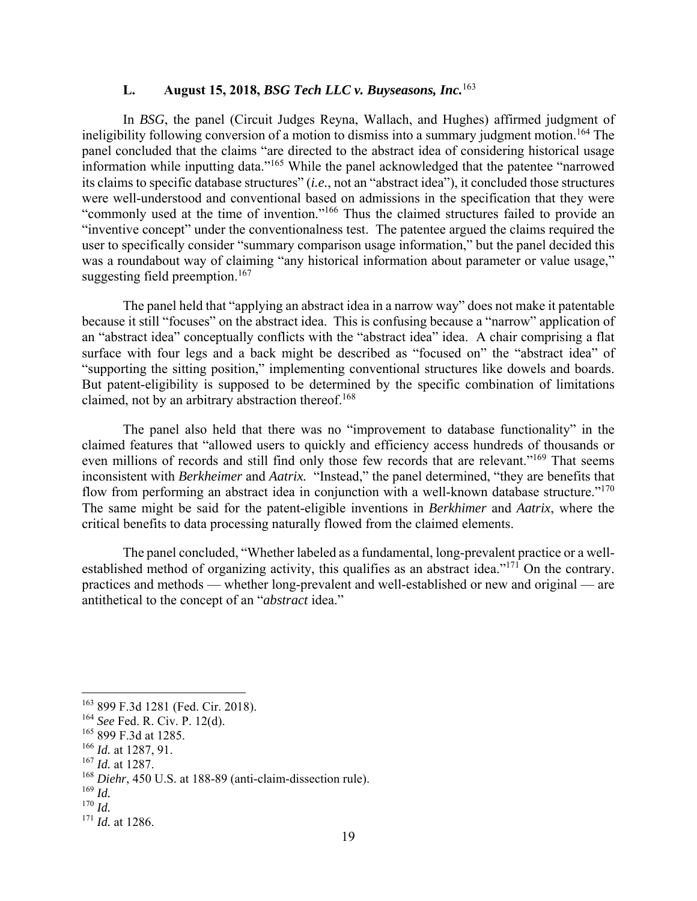### L. August 15, 2018, *BSG Tech LLC v. Buyseasons, Inc.*[163]

In *BSG*, the panel (Circuit Judges Reyna, Wallach, and Hughes) affirmed judgment of ineligibility following conversion of a motion to dismiss into a summary judgment motion.[164] The panel concluded that the claims "are directed to the abstract idea of considering historical usage information while inputting data."[165] While the panel acknowledged that the patentee "narrowed its claims to specific database structures" (*i.e.*, not an "abstract idea"), it concluded those structures were well-understood and conventional based on admissions in the specification that they were "commonly used at the time of invention."[166] Thus the claimed structures failed to provide an "inventive concept" under the conventionalness test. The patentee argued the claims required the user to specifically consider "summary comparison usage information," but the panel decided this was a roundabout way of claiming "any historical information about parameter or value usage," suggesting field preemption.[167]

The panel held that "applying an abstract idea in a narrow way" does not make it patentable because it still "focuses" on the abstract idea. This is confusing because a "narrow" application of an "abstract idea" conceptually conflicts with the "abstract idea" idea. A chair comprising a flat surface with four legs and a back might be described as "focused on" the "abstract idea" of "supporting the sitting position," implementing conventional structures like dowels and boards. But patent-eligibility is supposed to be determined by the specific combination of limitations claimed, not by an arbitrary abstraction thereof.[168]

The panel also held that there was no "improvement to database functionality" in the claimed features that "allowed users to quickly and efficiency access hundreds of thousands or even millions of records and still find only those few records that are relevant."[169] That seems inconsistent with *Berkheimer* and *Aatrix.* "Instead," the panel determined, "they are benefits that flow from performing an abstract idea in conjunction with a well-known database structure."[170] The same might be said for the patent-eligible inventions in *Berkhimer* and *Aatrix*, where the critical benefits to data processing naturally flowed from the claimed elements.

The panel concluded, "Whether labeled as a fundamental, long-prevalent practice or a well-established method of organizing activity, this qualifies as an abstract idea."[171] On the contrary. practices and methods — whether long-prevalent and well-established or new and original — are antithetical to the concept of an "*abstract* idea."

---

[163] 899 F.3d 1281 (Fed. Cir. 2018).

[164] *See* Fed. R. Civ. P. 12(d).

[165] 899 F.3d at 1285.

[166] *Id.* at 1287, 91.

[167] *Id.* at 1287.

[168] *Diehr*, 450 U.S. at 188-89 (anti-claim-dissection rule).

[169] *Id.*

[170] *Id.*

[171] *Id.* at 1286.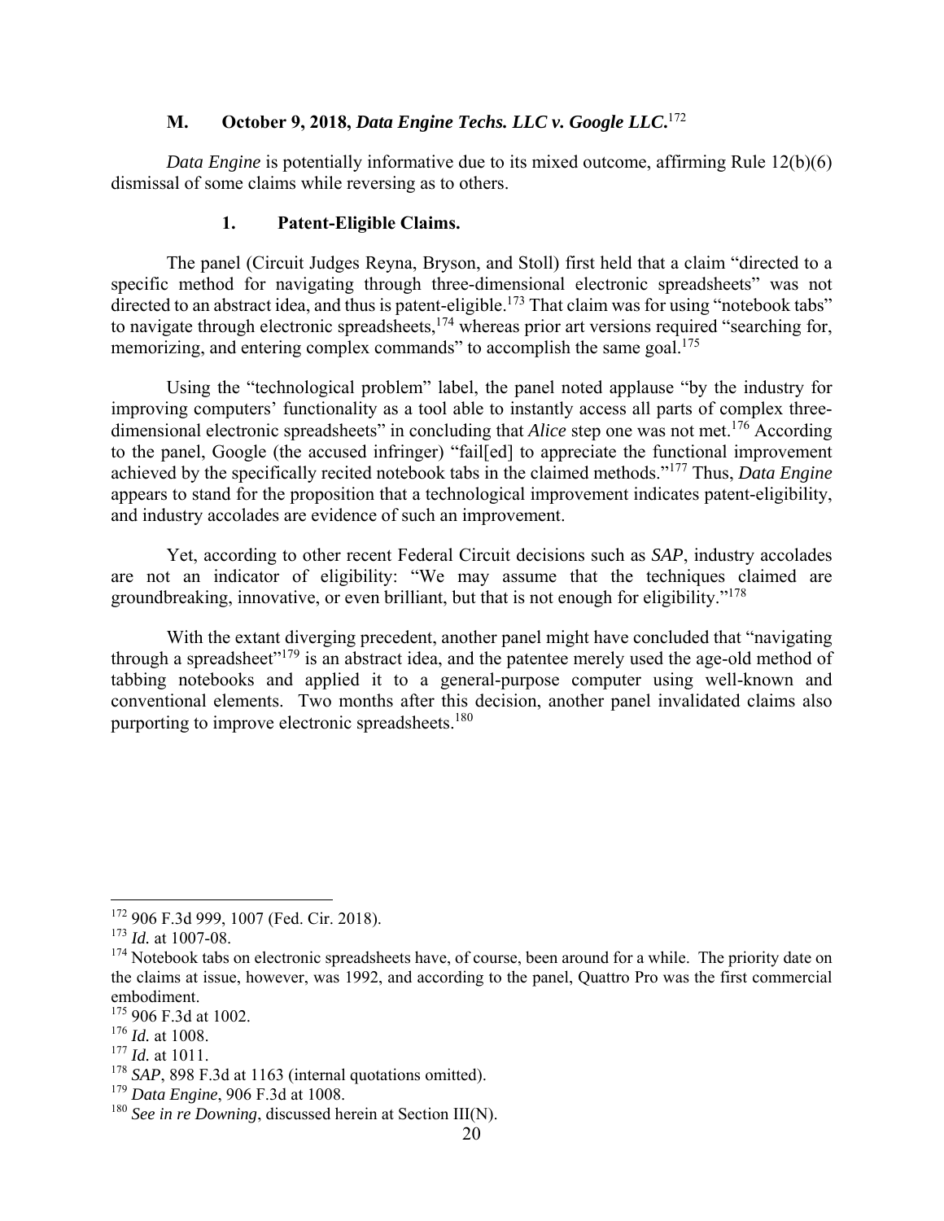### M. October 9, 2018, *Data Engine Techs. LLC v. Google LLC.*[172]

*Data Engine* is potentially informative due to its mixed outcome, affirming Rule 12(b)(6) dismissal of some claims while reversing as to others.

#### 1. Patent-Eligible Claims.

The panel (Circuit Judges Reyna, Bryson, and Stoll) first held that a claim "directed to a specific method for navigating through three-dimensional electronic spreadsheets" was not directed to an abstract idea, and thus is patent-eligible.[173] That claim was for using "notebook tabs" to navigate through electronic spreadsheets,[174] whereas prior art versions required "searching for, memorizing, and entering complex commands" to accomplish the same goal.[175]

Using the "technological problem" label, the panel noted applause "by the industry for improving computers' functionality as a tool able to instantly access all parts of complex three-dimensional electronic spreadsheets" in concluding that *Alice* step one was not met.[176] According to the panel, Google (the accused infringer) "fail[ed] to appreciate the functional improvement achieved by the specifically recited notebook tabs in the claimed methods."[177] Thus, *Data Engine* appears to stand for the proposition that a technological improvement indicates patent-eligibility, and industry accolades are evidence of such an improvement.

Yet, according to other recent Federal Circuit decisions such as *SAP*, industry accolades are not an indicator of eligibility: "We may assume that the techniques claimed are groundbreaking, innovative, or even brilliant, but that is not enough for eligibility."[178]

With the extant diverging precedent, another panel might have concluded that "navigating through a spreadsheet"[179] is an abstract idea, and the patentee merely used the age-old method of tabbing notebooks and applied it to a general-purpose computer using well-known and conventional elements. Two months after this decision, another panel invalidated claims also purporting to improve electronic spreadsheets.[180]

---

[172] 906 F.3d 999, 1007 (Fed. Cir. 2018).

[173] *Id.* at 1007-08.

[174] Notebook tabs on electronic spreadsheets have, of course, been around for a while. The priority date on the claims at issue, however, was 1992, and according to the panel, Quattro Pro was the first commercial embodiment.

[175] 906 F.3d at 1002.

[176] *Id.* at 1008.

[177] *Id.* at 1011.

[178] *SAP*, 898 F.3d at 1163 (internal quotations omitted).

[179] *Data Engine*, 906 F.3d at 1008.

[180] *See in re Downing*, discussed herein at Section III(N).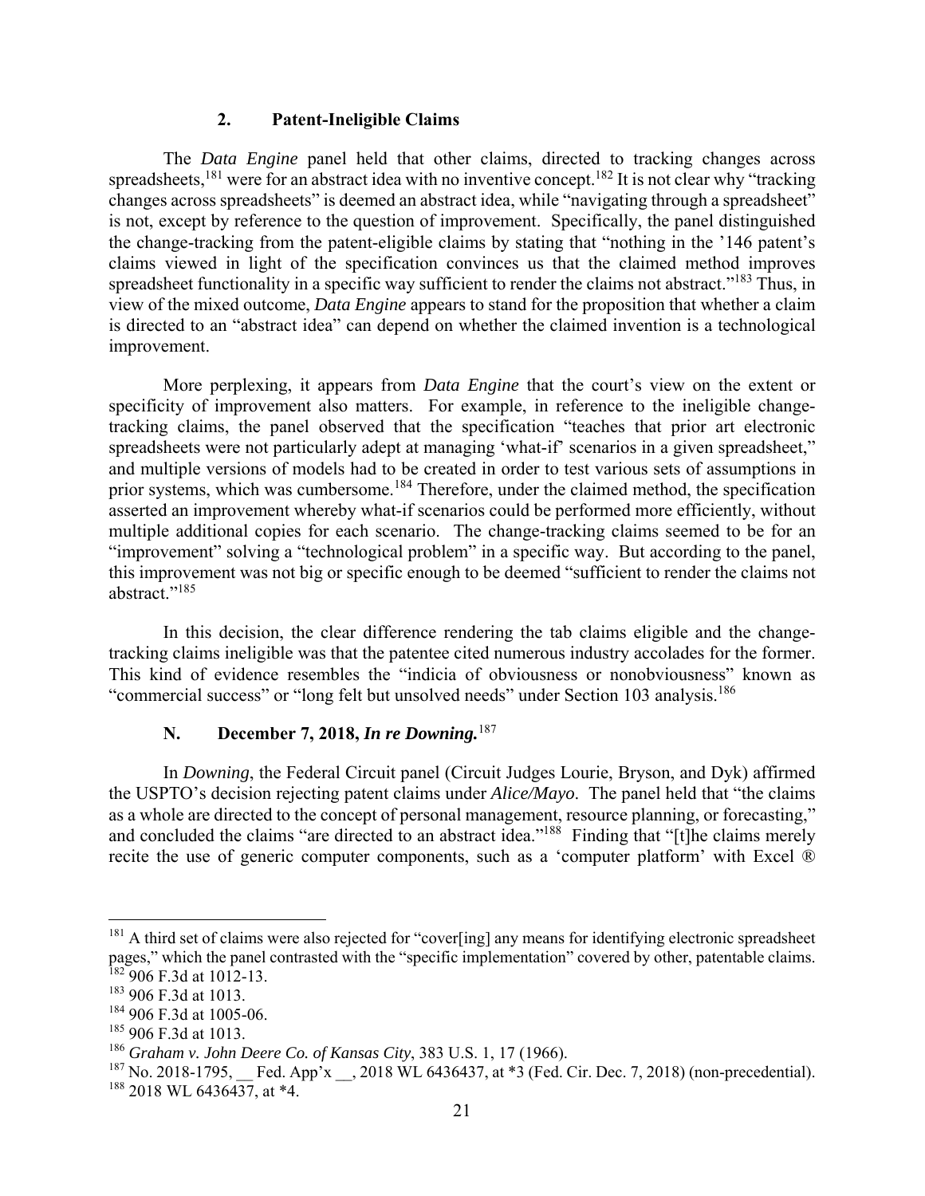### 2. Patent-Ineligible Claims

The *Data Engine* panel held that other claims, directed to tracking changes across spreadsheets,[181] were for an abstract idea with no inventive concept.[182] It is not clear why "tracking changes across spreadsheets" is deemed an abstract idea, while "navigating through a spreadsheet" is not, except by reference to the question of improvement. Specifically, the panel distinguished the change-tracking from the patent-eligible claims by stating that "nothing in the '146 patent's claims viewed in light of the specification convinces us that the claimed method improves spreadsheet functionality in a specific way sufficient to render the claims not abstract."[183] Thus, in view of the mixed outcome, *Data Engine* appears to stand for the proposition that whether a claim is directed to an "abstract idea" can depend on whether the claimed invention is a technological improvement.

More perplexing, it appears from *Data Engine* that the court's view on the extent or specificity of improvement also matters. For example, in reference to the ineligible change-tracking claims, the panel observed that the specification "teaches that prior art electronic spreadsheets were not particularly adept at managing 'what-if' scenarios in a given spreadsheet," and multiple versions of models had to be created in order to test various sets of assumptions in prior systems, which was cumbersome.[184] Therefore, under the claimed method, the specification asserted an improvement whereby what-if scenarios could be performed more efficiently, without multiple additional copies for each scenario. The change-tracking claims seemed to be for an "improvement" solving a "technological problem" in a specific way. But according to the panel, this improvement was not big or specific enough to be deemed "sufficient to render the claims not abstract."[185]

In this decision, the clear difference rendering the tab claims eligible and the change-tracking claims ineligible was that the patentee cited numerous industry accolades for the former. This kind of evidence resembles the "indicia of obviousness or nonobviousness" known as "commercial success" or "long felt but unsolved needs" under Section 103 analysis.[186]

## N. December 7, 2018, *In re Downing.*[187]

In *Downing*, the Federal Circuit panel (Circuit Judges Lourie, Bryson, and Dyk) affirmed the USPTO's decision rejecting patent claims under *Alice/Mayo*. The panel held that "the claims as a whole are directed to the concept of personal management, resource planning, or forecasting," and concluded the claims "are directed to an abstract idea."[188] Finding that "[t]he claims merely recite the use of generic computer components, such as a 'computer platform' with Excel ®

---

[181] A third set of claims were also rejected for "cover[ing] any means for identifying electronic spreadsheet pages," which the panel contrasted with the "specific implementation" covered by other, patentable claims.

[182] 906 F.3d at 1012-13.

[183] 906 F.3d at 1013.

[184] 906 F.3d at 1005-06.

[185] 906 F.3d at 1013.

[186] *Graham v. John Deere Co. of Kansas City*, 383 U.S. 1, 17 (1966).

[187] No. 2018-1795, __ Fed. App'x __, 2018 WL 6436437, at *3 (Fed. Cir. Dec. 7, 2018) (non-precedential).

[188] 2018 WL 6436437, at *4.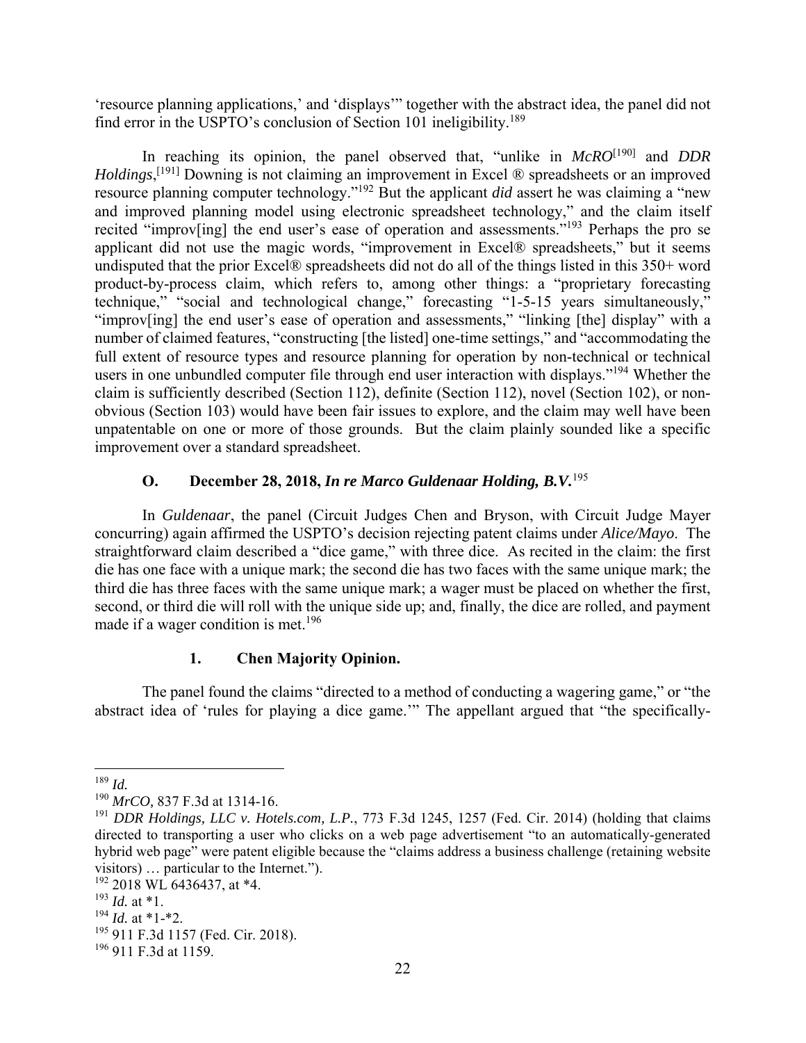'resource planning applications,' and 'displays'" together with the abstract idea, the panel did not find error in the USPTO's conclusion of Section 101 ineligibility.[189]

In reaching its opinion, the panel observed that, "unlike in *McRO*[190] and *DDR Holdings*,[191] Downing is not claiming an improvement in Excel ® spreadsheets or an improved resource planning computer technology."[192] But the applicant *did* assert he was claiming a "new and improved planning model using electronic spreadsheet technology," and the claim itself recited "improv[ing] the end user's ease of operation and assessments."[193] Perhaps the pro se applicant did not use the magic words, "improvement in Excel® spreadsheets," but it seems undisputed that the prior Excel® spreadsheets did not do all of the things listed in this 350+ word product-by-process claim, which refers to, among other things: a "proprietary forecasting technique," "social and technological change," forecasting "1-5-15 years simultaneously," "improv[ing] the end user's ease of operation and assessments," "linking [the] display" with a number of claimed features, "constructing [the listed] one-time settings," and "accommodating the full extent of resource types and resource planning for operation by non-technical or technical users in one unbundled computer file through end user interaction with displays."[194] Whether the claim is sufficiently described (Section 112), definite (Section 112), novel (Section 102), or non-obvious (Section 103) would have been fair issues to explore, and the claim may well have been unpatentable on one or more of those grounds. But the claim plainly sounded like a specific improvement over a standard spreadsheet.

### O. December 28, 2018, *In re Marco Guldenaar Holding, B.V.*[195]

In *Guldenaar*, the panel (Circuit Judges Chen and Bryson, with Circuit Judge Mayer concurring) again affirmed the USPTO's decision rejecting patent claims under *Alice/Mayo*. The straightforward claim described a "dice game," with three dice. As recited in the claim: the first die has one face with a unique mark; the second die has two faces with the same unique mark; the third die has three faces with the same unique mark; a wager must be placed on whether the first, second, or third die will roll with the unique side up; and, finally, the dice are rolled, and payment made if a wager condition is met.[196]

#### 1. Chen Majority Opinion.

The panel found the claims "directed to a method of conducting a wagering game," or "the abstract idea of 'rules for playing a dice game.'" The appellant argued that "the specifically-

---

[189] *Id.*

[190] *MrCO,* 837 F.3d at 1314-16.

[191] *DDR Holdings, LLC v. Hotels.com, L.P.*, 773 F.3d 1245, 1257 (Fed. Cir. 2014) (holding that claims directed to transporting a user who clicks on a web page advertisement "to an automatically-generated hybrid web page" were patent eligible because the "claims address a business challenge (retaining website visitors) … particular to the Internet.").

[192] 2018 WL 6436437, at *4.

[193] *Id.* at *1.

[194] *Id.* at *1-*2.

[195] 911 F.3d 1157 (Fed. Cir. 2018).

[196] 911 F.3d at 1159.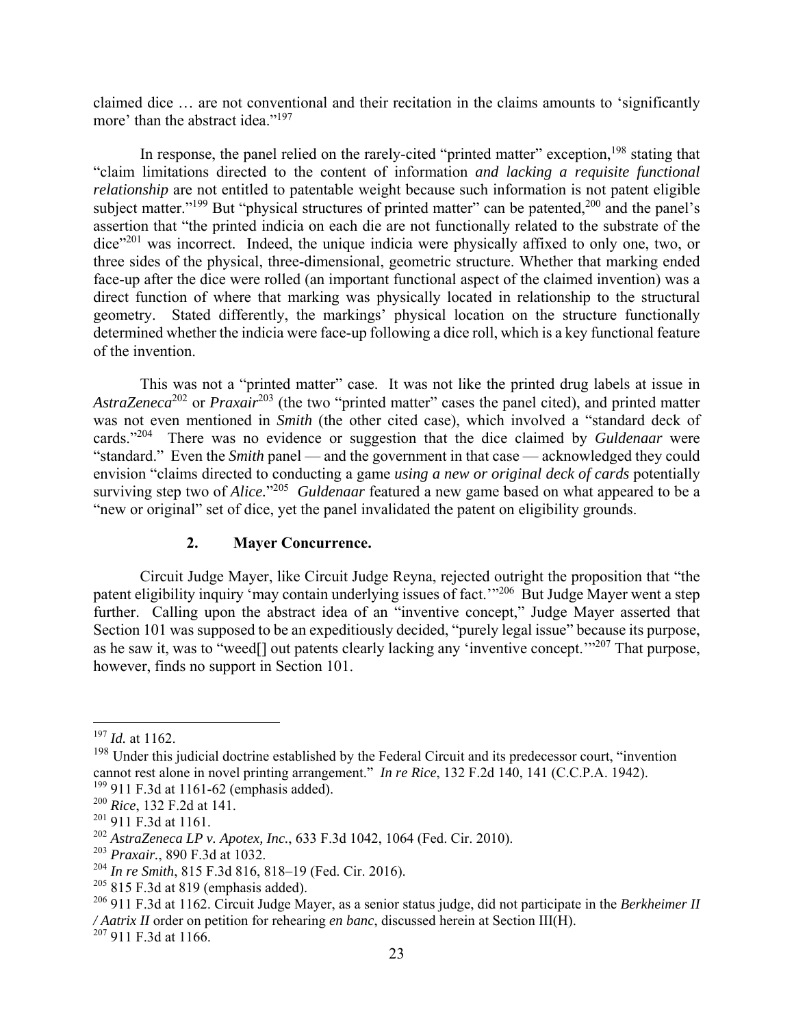claimed dice … are not conventional and their recitation in the claims amounts to 'significantly more' than the abstract idea."[197]

In response, the panel relied on the rarely-cited "printed matter" exception,[198] stating that "claim limitations directed to the content of information *and lacking a requisite functional relationship* are not entitled to patentable weight because such information is not patent eligible subject matter."[199] But "physical structures of printed matter" can be patented,[200] and the panel's assertion that "the printed indicia on each die are not functionally related to the substrate of the dice"[201] was incorrect. Indeed, the unique indicia were physically affixed to only one, two, or three sides of the physical, three-dimensional, geometric structure. Whether that marking ended face-up after the dice were rolled (an important functional aspect of the claimed invention) was a direct function of where that marking was physically located in relationship to the structural geometry. Stated differently, the markings' physical location on the structure functionally determined whether the indicia were face-up following a dice roll, which is a key functional feature of the invention.

This was not a "printed matter" case. It was not like the printed drug labels at issue in *AstraZeneca*[202] or *Praxair*[203] (the two "printed matter" cases the panel cited), and printed matter was not even mentioned in *Smith* (the other cited case), which involved a "standard deck of cards."[204] There was no evidence or suggestion that the dice claimed by *Guldenaar* were "standard." Even the *Smith* panel — and the government in that case — acknowledged they could envision "claims directed to conducting a game *using a new or original deck of cards* potentially surviving step two of *Alice.*"[205] *Guldenaar* featured a new game based on what appeared to be a "new or original" set of dice, yet the panel invalidated the patent on eligibility grounds.

### 2. Mayer Concurrence.

Circuit Judge Mayer, like Circuit Judge Reyna, rejected outright the proposition that "the patent eligibility inquiry 'may contain underlying issues of fact.'"[206] But Judge Mayer went a step further. Calling upon the abstract idea of an "inventive concept," Judge Mayer asserted that Section 101 was supposed to be an expeditiously decided, "purely legal issue" because its purpose, as he saw it, was to "weed[] out patents clearly lacking any 'inventive concept.'"[207] That purpose, however, finds no support in Section 101.

---

[197] *Id.* at 1162.

[198] Under this judicial doctrine established by the Federal Circuit and its predecessor court, "invention cannot rest alone in novel printing arrangement." *In re Rice*, 132 F.2d 140, 141 (C.C.P.A. 1942).

[199] 911 F.3d at 1161-62 (emphasis added).

[200] *Rice*, 132 F.2d at 141.

[201] 911 F.3d at 1161.

[202] *AstraZeneca LP v. Apotex, Inc.*, 633 F.3d 1042, 1064 (Fed. Cir. 2010).

[203] *Praxair.*, 890 F.3d at 1032.

[204] *In re Smith*, 815 F.3d 816, 818–19 (Fed. Cir. 2016).

[205] 815 F.3d at 819 (emphasis added).

[206] 911 F.3d at 1162. Circuit Judge Mayer, as a senior status judge, did not participate in the *Berkheimer II / Aatrix II* order on petition for rehearing *en banc*, discussed herein at Section III(H).

[207] 911 F.3d at 1166.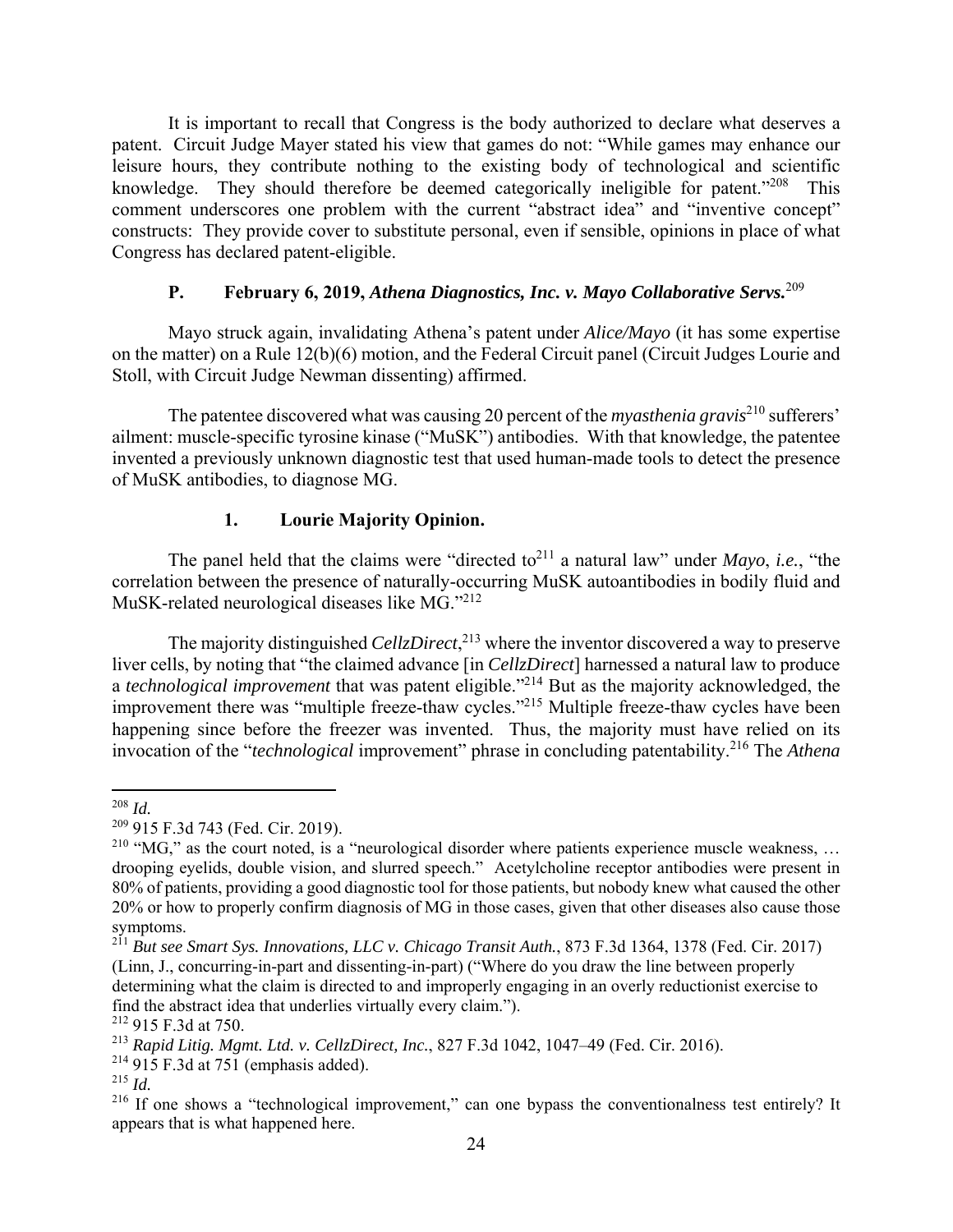It is important to recall that Congress is the body authorized to declare what deserves a patent. Circuit Judge Mayer stated his view that games do not: "While games may enhance our leisure hours, they contribute nothing to the existing body of technological and scientific knowledge. They should therefore be deemed categorically ineligible for patent."[208] This comment underscores one problem with the current "abstract idea" and "inventive concept" constructs: They provide cover to substitute personal, even if sensible, opinions in place of what Congress has declared patent-eligible.

### P. February 6, 2019, *Athena Diagnostics, Inc. v. Mayo Collaborative Servs.*[209]

Mayo struck again, invalidating Athena's patent under *Alice/Mayo* (it has some expertise on the matter) on a Rule 12(b)(6) motion, and the Federal Circuit panel (Circuit Judges Lourie and Stoll, with Circuit Judge Newman dissenting) affirmed.

The patentee discovered what was causing 20 percent of the *myasthenia gravis*[210] sufferers' ailment: muscle-specific tyrosine kinase ("MuSK") antibodies. With that knowledge, the patentee invented a previously unknown diagnostic test that used human-made tools to detect the presence of MuSK antibodies, to diagnose MG.

#### 1. Lourie Majority Opinion.

The panel held that the claims were "directed to[211] a natural law" under *Mayo*, *i.e.*, "the correlation between the presence of naturally-occurring MuSK autoantibodies in bodily fluid and MuSK-related neurological diseases like MG."[212]

The majority distinguished *CellzDirect*,[213] where the inventor discovered a way to preserve liver cells, by noting that "the claimed advance [in *CellzDirect*] harnessed a natural law to produce a *technological improvement* that was patent eligible."[214] But as the majority acknowledged, the improvement there was "multiple freeze-thaw cycles."[215] Multiple freeze-thaw cycles have been happening since before the freezer was invented. Thus, the majority must have relied on its invocation of the "*technological* improvement" phrase in concluding patentability.[216] The *Athena*

---

[208] *Id.*

[209] 915 F.3d 743 (Fed. Cir. 2019).

[210] "MG," as the court noted, is a "neurological disorder where patients experience muscle weakness, … drooping eyelids, double vision, and slurred speech." Acetylcholine receptor antibodies were present in 80% of patients, providing a good diagnostic tool for those patients, but nobody knew what caused the other 20% or how to properly confirm diagnosis of MG in those cases, given that other diseases also cause those symptoms.

[211] *But see Smart Sys. Innovations, LLC v. Chicago Transit Auth.*, 873 F.3d 1364, 1378 (Fed. Cir. 2017) (Linn, J., concurring-in-part and dissenting-in-part) ("Where do you draw the line between properly determining what the claim is directed to and improperly engaging in an overly reductionist exercise to find the abstract idea that underlies virtually every claim.").

[212] 915 F.3d at 750.

[213] *Rapid Litig. Mgmt. Ltd. v. CellzDirect, Inc.*, 827 F.3d 1042, 1047–49 (Fed. Cir. 2016).

[214] 915 F.3d at 751 (emphasis added).

[215] *Id.*

[216] If one shows a "technological improvement," can one bypass the conventionalness test entirely? It appears that is what happened here.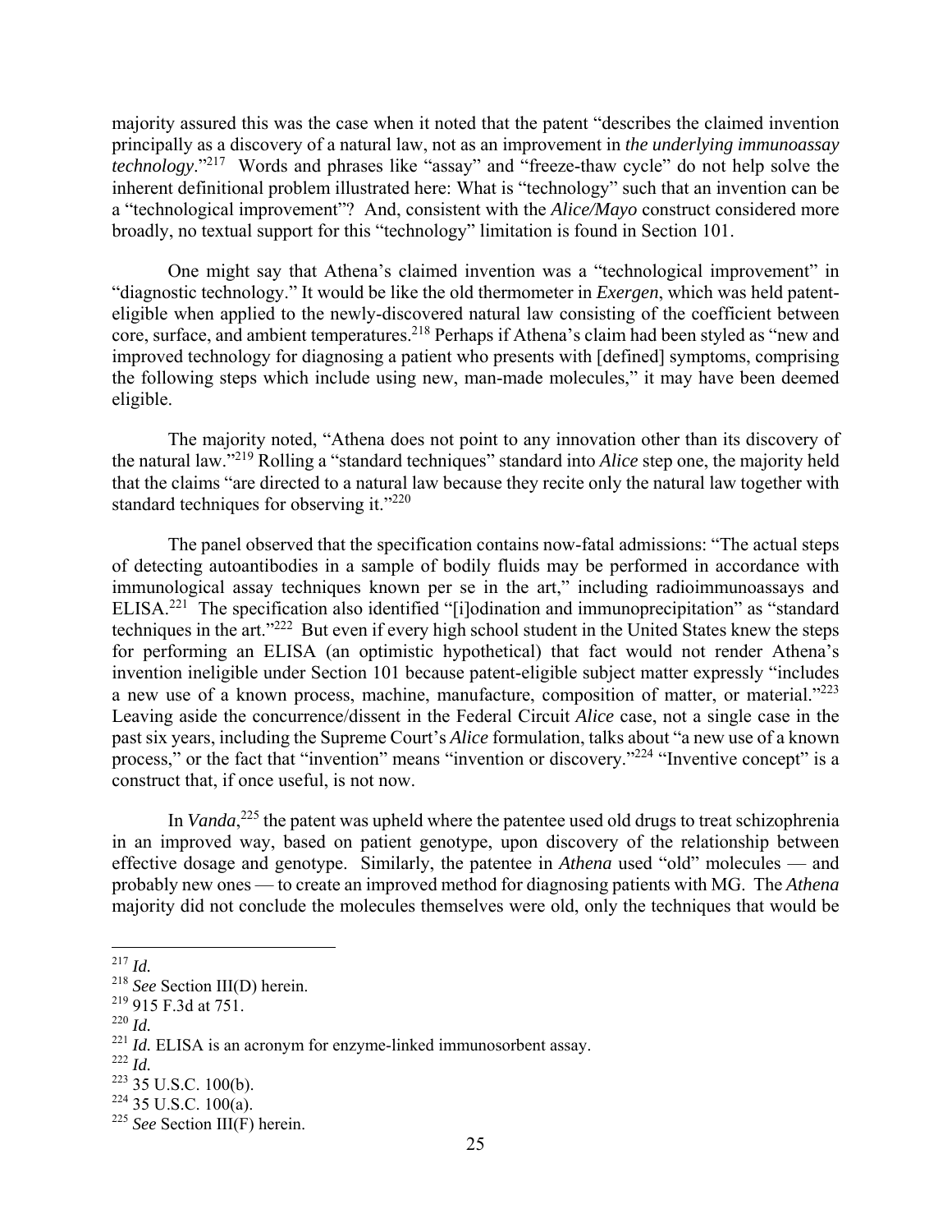majority assured this was the case when it noted that the patent "describes the claimed invention principally as a discovery of a natural law, not as an improvement in *the underlying immunoassay technology*."[217] Words and phrases like "assay" and "freeze-thaw cycle" do not help solve the inherent definitional problem illustrated here: What is "technology" such that an invention can be a "technological improvement"? And, consistent with the *Alice/Mayo* construct considered more broadly, no textual support for this "technology" limitation is found in Section 101.

One might say that Athena's claimed invention was a "technological improvement" in "diagnostic technology." It would be like the old thermometer in *Exergen*, which was held patent-eligible when applied to the newly-discovered natural law consisting of the coefficient between core, surface, and ambient temperatures.[218] Perhaps if Athena's claim had been styled as "new and improved technology for diagnosing a patient who presents with [defined] symptoms, comprising the following steps which include using new, man-made molecules," it may have been deemed eligible.

The majority noted, "Athena does not point to any innovation other than its discovery of the natural law."[219] Rolling a "standard techniques" standard into *Alice* step one, the majority held that the claims "are directed to a natural law because they recite only the natural law together with standard techniques for observing it."[220]

The panel observed that the specification contains now-fatal admissions: "The actual steps of detecting autoantibodies in a sample of bodily fluids may be performed in accordance with immunological assay techniques known per se in the art," including radioimmunoassays and ELISA.[221] The specification also identified "[i]odination and immunoprecipitation" as "standard techniques in the art."[222] But even if every high school student in the United States knew the steps for performing an ELISA (an optimistic hypothetical) that fact would not render Athena's invention ineligible under Section 101 because patent-eligible subject matter expressly "includes a new use of a known process, machine, manufacture, composition of matter, or material."[223] Leaving aside the concurrence/dissent in the Federal Circuit *Alice* case, not a single case in the past six years, including the Supreme Court's *Alice* formulation, talks about "a new use of a known process," or the fact that "invention" means "invention or discovery."[224] "Inventive concept" is a construct that, if once useful, is not now.

In *Vanda*,[225] the patent was upheld where the patentee used old drugs to treat schizophrenia in an improved way, based on patient genotype, upon discovery of the relationship between effective dosage and genotype. Similarly, the patentee in *Athena* used "old" molecules — and probably new ones — to create an improved method for diagnosing patients with MG. The *Athena* majority did not conclude the molecules themselves were old, only the techniques that would be

---

[217] *Id.*

[218] *See* Section III(D) herein.

[219] 915 F.3d at 751.

[220] *Id.*

[221] *Id.* ELISA is an acronym for enzyme-linked immunosorbent assay.

[222] *Id.*

[223] 35 U.S.C. 100(b).

[224] 35 U.S.C. 100(a).

[225] *See* Section III(F) herein.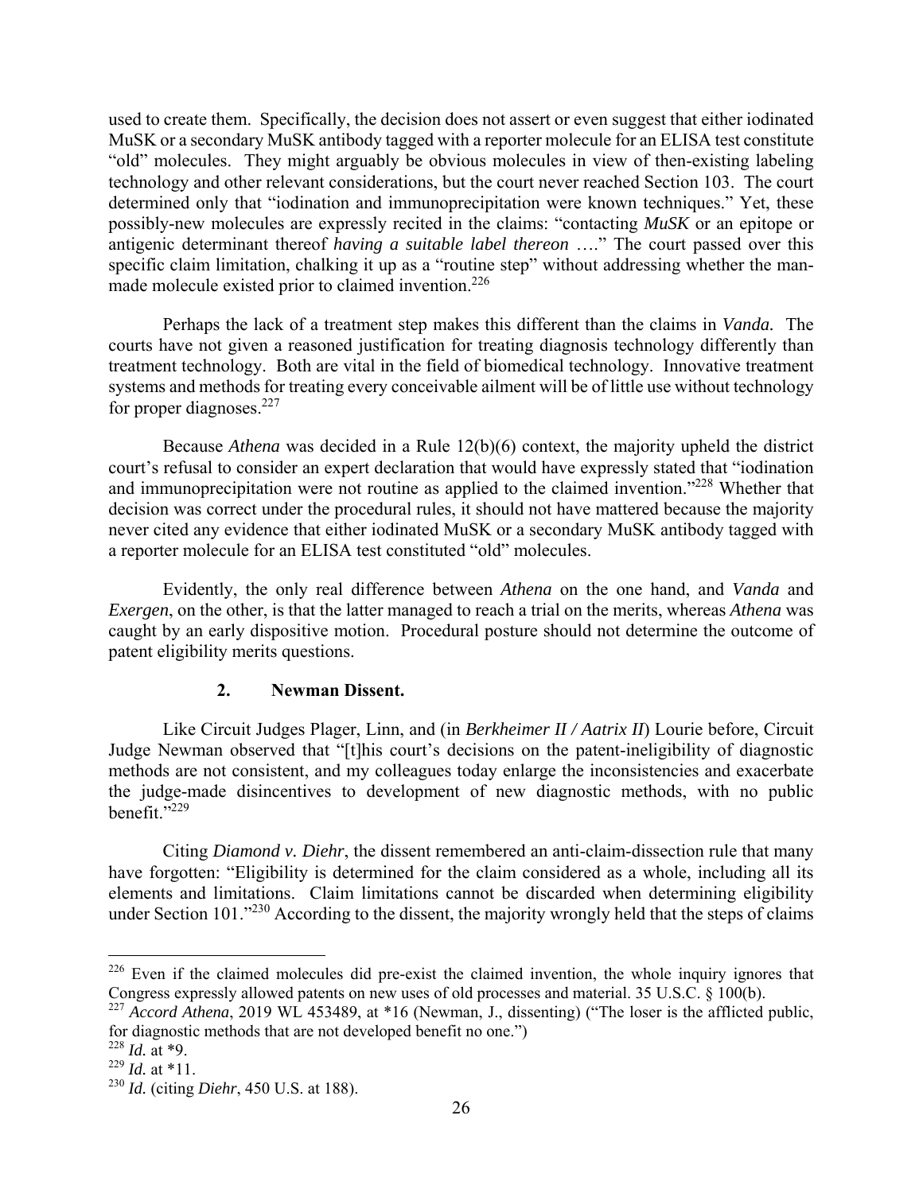used to create them. Specifically, the decision does not assert or even suggest that either iodinated MuSK or a secondary MuSK antibody tagged with a reporter molecule for an ELISA test constitute "old" molecules. They might arguably be obvious molecules in view of then-existing labeling technology and other relevant considerations, but the court never reached Section 103. The court determined only that "iodination and immunoprecipitation were known techniques." Yet, these possibly-new molecules are expressly recited in the claims: "contacting *MuSK* or an epitope or antigenic determinant thereof *having a suitable label thereon* …." The court passed over this specific claim limitation, chalking it up as a "routine step" without addressing whether the man-made molecule existed prior to claimed invention.[226]

Perhaps the lack of a treatment step makes this different than the claims in *Vanda.* The courts have not given a reasoned justification for treating diagnosis technology differently than treatment technology. Both are vital in the field of biomedical technology. Innovative treatment systems and methods for treating every conceivable ailment will be of little use without technology for proper diagnoses.[227]

Because *Athena* was decided in a Rule 12(b)(6) context, the majority upheld the district court's refusal to consider an expert declaration that would have expressly stated that "iodination and immunoprecipitation were not routine as applied to the claimed invention."[228] Whether that decision was correct under the procedural rules, it should not have mattered because the majority never cited any evidence that either iodinated MuSK or a secondary MuSK antibody tagged with a reporter molecule for an ELISA test constituted "old" molecules.

Evidently, the only real difference between *Athena* on the one hand, and *Vanda* and *Exergen*, on the other, is that the latter managed to reach a trial on the merits, whereas *Athena* was caught by an early dispositive motion. Procedural posture should not determine the outcome of patent eligibility merits questions.

### 2. Newman Dissent.

Like Circuit Judges Plager, Linn, and (in *Berkheimer II / Aatrix II*) Lourie before, Circuit Judge Newman observed that "[t]his court's decisions on the patent-ineligibility of diagnostic methods are not consistent, and my colleagues today enlarge the inconsistencies and exacerbate the judge-made disincentives to development of new diagnostic methods, with no public benefit."[229]

Citing *Diamond v. Diehr*, the dissent remembered an anti-claim-dissection rule that many have forgotten: "Eligibility is determined for the claim considered as a whole, including all its elements and limitations. Claim limitations cannot be discarded when determining eligibility under Section 101."[230] According to the dissent, the majority wrongly held that the steps of claims

---

[226] Even if the claimed molecules did pre-exist the claimed invention, the whole inquiry ignores that Congress expressly allowed patents on new uses of old processes and material. 35 U.S.C. § 100(b).

[227] *Accord Athena*, 2019 WL 453489, at *16 (Newman, J., dissenting) ("The loser is the afflicted public, for diagnostic methods that are not developed benefit no one.")

[228] *Id.* at *9.

[229] *Id.* at *11.

[230] *Id.* (citing *Diehr*, 450 U.S. at 188).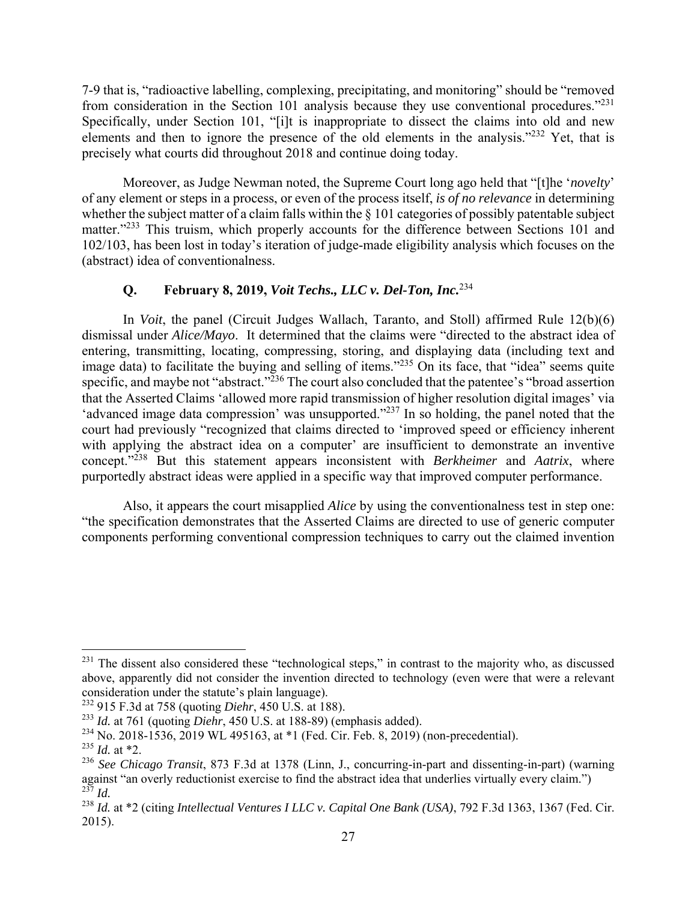7-9 that is, "radioactive labelling, complexing, precipitating, and monitoring" should be "removed from consideration in the Section 101 analysis because they use conventional procedures."[231] Specifically, under Section 101, "[i]t is inappropriate to dissect the claims into old and new elements and then to ignore the presence of the old elements in the analysis."[232] Yet, that is precisely what courts did throughout 2018 and continue doing today.

Moreover, as Judge Newman noted, the Supreme Court long ago held that "[t]he '*novelty*' of any element or steps in a process, or even of the process itself, *is of no relevance* in determining whether the subject matter of a claim falls within the § 101 categories of possibly patentable subject matter."[233] This truism, which properly accounts for the difference between Sections 101 and 102/103, has been lost in today's iteration of judge-made eligibility analysis which focuses on the (abstract) idea of conventionalness.

### Q. February 8, 2019, *Voit Techs., LLC v. Del-Ton, Inc.*[234]

In *Voit*, the panel (Circuit Judges Wallach, Taranto, and Stoll) affirmed Rule 12(b)(6) dismissal under *Alice/Mayo*. It determined that the claims were "directed to the abstract idea of entering, transmitting, locating, compressing, storing, and displaying data (including text and image data) to facilitate the buying and selling of items."[235] On its face, that "idea" seems quite specific, and maybe not "abstract."[236] The court also concluded that the patentee's "broad assertion that the Asserted Claims 'allowed more rapid transmission of higher resolution digital images' via 'advanced image data compression' was unsupported."[237] In so holding, the panel noted that the court had previously "recognized that claims directed to 'improved speed or efficiency inherent with applying the abstract idea on a computer' are insufficient to demonstrate an inventive concept."[238] But this statement appears inconsistent with *Berkheimer* and *Aatrix*, where purportedly abstract ideas were applied in a specific way that improved computer performance.

Also, it appears the court misapplied *Alice* by using the conventionalness test in step one: "the specification demonstrates that the Asserted Claims are directed to use of generic computer components performing conventional compression techniques to carry out the claimed invention

---

[231] The dissent also considered these "technological steps," in contrast to the majority who, as discussed above, apparently did not consider the invention directed to technology (even were that were a relevant consideration under the statute's plain language).

[232] 915 F.3d at 758 (quoting *Diehr*, 450 U.S. at 188).

[233] *Id.* at 761 (quoting *Diehr*, 450 U.S. at 188-89) (emphasis added).

[234] No. 2018-1536, 2019 WL 495163, at *1 (Fed. Cir. Feb. 8, 2019) (non-precedential).

[235] *Id.* at *2.

[236] *See Chicago Transit*, 873 F.3d at 1378 (Linn, J., concurring-in-part and dissenting-in-part) (warning against "an overly reductionist exercise to find the abstract idea that underlies virtually every claim.")

[237] *Id.*

[238] *Id.* at *2 (citing *Intellectual Ventures I LLC v. Capital One Bank (USA)*, 792 F.3d 1363, 1367 (Fed. Cir. 2015).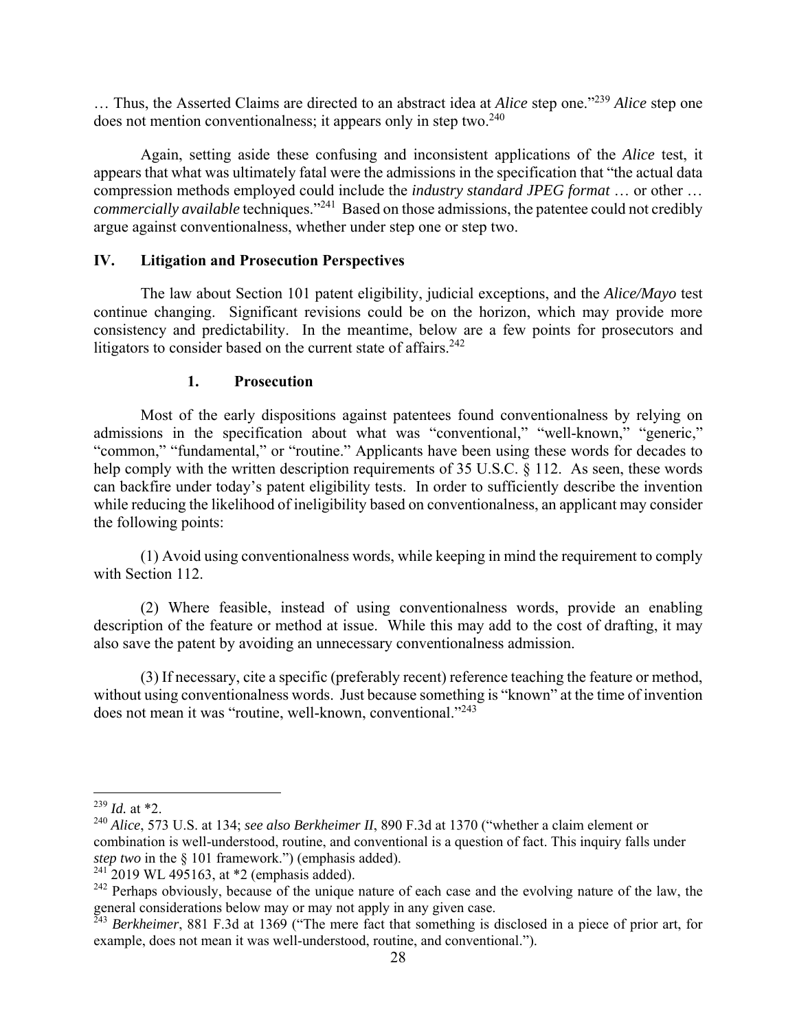… Thus, the Asserted Claims are directed to an abstract idea at *Alice* step one."[239] *Alice* step one does not mention conventionalness; it appears only in step two.[240]

Again, setting aside these confusing and inconsistent applications of the *Alice* test, it appears that what was ultimately fatal were the admissions in the specification that "the actual data compression methods employed could include the *industry standard JPEG format* … or other … *commercially available* techniques."[241] Based on those admissions, the patentee could not credibly argue against conventionalness, whether under step one or step two.

## IV. Litigation and Prosecution Perspectives

The law about Section 101 patent eligibility, judicial exceptions, and the *Alice/Mayo* test continue changing. Significant revisions could be on the horizon, which may provide more consistency and predictability. In the meantime, below are a few points for prosecutors and litigators to consider based on the current state of affairs.[242]

### 1. Prosecution

Most of the early dispositions against patentees found conventionalness by relying on admissions in the specification about what was "conventional," "well-known," "generic," "common," "fundamental," or "routine." Applicants have been using these words for decades to help comply with the written description requirements of 35 U.S.C. § 112. As seen, these words can backfire under today's patent eligibility tests. In order to sufficiently describe the invention while reducing the likelihood of ineligibility based on conventionalness, an applicant may consider the following points:

(1) Avoid using conventionalness words, while keeping in mind the requirement to comply with Section 112.

(2) Where feasible, instead of using conventionalness words, provide an enabling description of the feature or method at issue. While this may add to the cost of drafting, it may also save the patent by avoiding an unnecessary conventionalness admission.

(3) If necessary, cite a specific (preferably recent) reference teaching the feature or method, without using conventionalness words. Just because something is "known" at the time of invention does not mean it was "routine, well-known, conventional."[243]

---

[239] *Id.* at *2.

[240] *Alice*, 573 U.S. at 134; *see also Berkheimer II*, 890 F.3d at 1370 ("whether a claim element or combination is well-understood, routine, and conventional is a question of fact. This inquiry falls under *step two* in the § 101 framework.") (emphasis added).

[241] 2019 WL 495163, at *2 (emphasis added).

[242] Perhaps obviously, because of the unique nature of each case and the evolving nature of the law, the general considerations below may or may not apply in any given case.

[243] *Berkheimer*, 881 F.3d at 1369 ("The mere fact that something is disclosed in a piece of prior art, for example, does not mean it was well-understood, routine, and conventional.").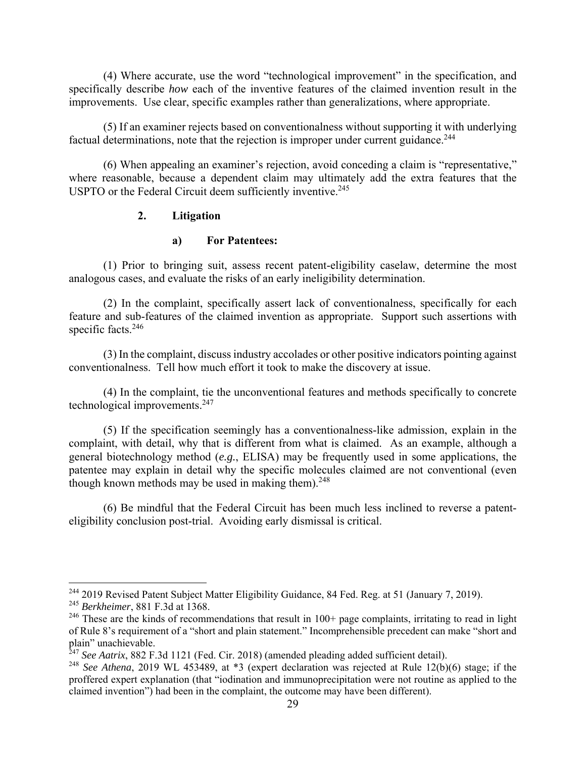(4) Where accurate, use the word "technological improvement" in the specification, and specifically describe *how* each of the inventive features of the claimed invention result in the improvements. Use clear, specific examples rather than generalizations, where appropriate.

(5) If an examiner rejects based on conventionalness without supporting it with underlying factual determinations, note that the rejection is improper under current guidance.[244]

(6) When appealing an examiner's rejection, avoid conceding a claim is "representative," where reasonable, because a dependent claim may ultimately add the extra features that the USPTO or the Federal Circuit deem sufficiently inventive.[245]

### 2. Litigation

#### a) For Patentees:

(1) Prior to bringing suit, assess recent patent-eligibility caselaw, determine the most analogous cases, and evaluate the risks of an early ineligibility determination.

(2) In the complaint, specifically assert lack of conventionalness, specifically for each feature and sub-features of the claimed invention as appropriate. Support such assertions with specific facts.[246]

(3) In the complaint, discuss industry accolades or other positive indicators pointing against conventionalness. Tell how much effort it took to make the discovery at issue.

(4) In the complaint, tie the unconventional features and methods specifically to concrete technological improvements.[247]

(5) If the specification seemingly has a conventionalness-like admission, explain in the complaint, with detail, why that is different from what is claimed. As an example, although a general biotechnology method (*e.g.*, ELISA) may be frequently used in some applications, the patentee may explain in detail why the specific molecules claimed are not conventional (even though known methods may be used in making them).[248]

(6) Be mindful that the Federal Circuit has been much less inclined to reverse a patent-eligibility conclusion post-trial. Avoiding early dismissal is critical.

---

[244] 2019 Revised Patent Subject Matter Eligibility Guidance, 84 Fed. Reg. at 51 (January 7, 2019).

[245] *Berkheimer*, 881 F.3d at 1368.

[246] These are the kinds of recommendations that result in 100+ page complaints, irritating to read in light of Rule 8's requirement of a "short and plain statement." Incomprehensible precedent can make "short and plain" unachievable.

[247] *See Aatrix*, 882 F.3d 1121 (Fed. Cir. 2018) (amended pleading added sufficient detail).

[248] *See Athena*, 2019 WL 453489, at *3 (expert declaration was rejected at Rule 12(b)(6) stage; if the proffered expert explanation (that "iodination and immunoprecipitation were not routine as applied to the claimed invention") had been in the complaint, the outcome may have been different).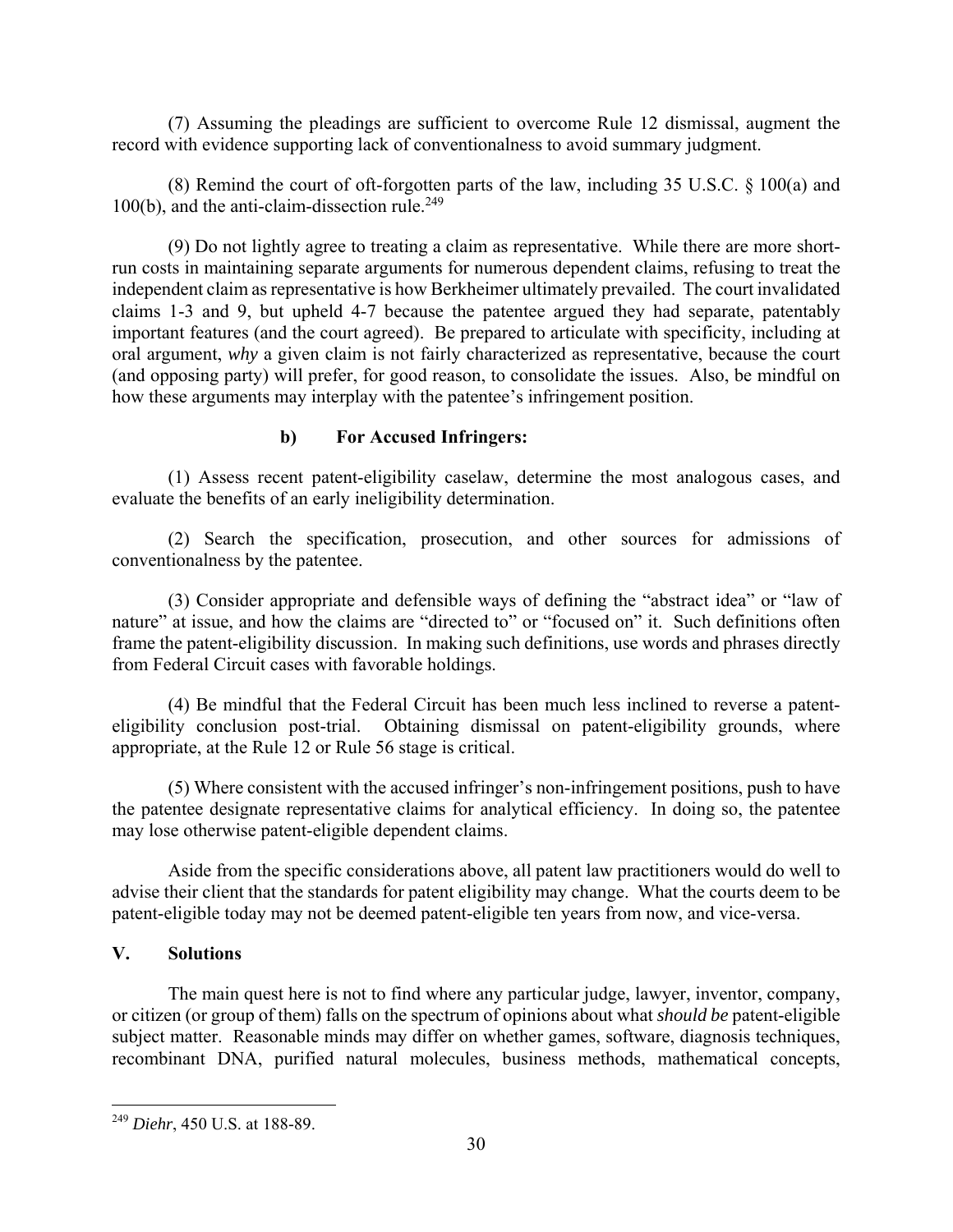(7) Assuming the pleadings are sufficient to overcome Rule 12 dismissal, augment the record with evidence supporting lack of conventionalness to avoid summary judgment.

(8) Remind the court of oft-forgotten parts of the law, including 35 U.S.C. § 100(a) and 100(b), and the anti-claim-dissection rule.[249]

(9) Do not lightly agree to treating a claim as representative. While there are more short-run costs in maintaining separate arguments for numerous dependent claims, refusing to treat the independent claim as representative is how Berkheimer ultimately prevailed. The court invalidated claims 1-3 and 9, but upheld 4-7 because the patentee argued they had separate, patentably important features (and the court agreed). Be prepared to articulate with specificity, including at oral argument, *why* a given claim is not fairly characterized as representative, because the court (and opposing party) will prefer, for good reason, to consolidate the issues. Also, be mindful on how these arguments may interplay with the patentee's infringement position.

### b) For Accused Infringers:

(1) Assess recent patent-eligibility caselaw, determine the most analogous cases, and evaluate the benefits of an early ineligibility determination.

(2) Search the specification, prosecution, and other sources for admissions of conventionalness by the patentee.

(3) Consider appropriate and defensible ways of defining the "abstract idea" or "law of nature" at issue, and how the claims are "directed to" or "focused on" it. Such definitions often frame the patent-eligibility discussion. In making such definitions, use words and phrases directly from Federal Circuit cases with favorable holdings.

(4) Be mindful that the Federal Circuit has been much less inclined to reverse a patent-eligibility conclusion post-trial. Obtaining dismissal on patent-eligibility grounds, where appropriate, at the Rule 12 or Rule 56 stage is critical.

(5) Where consistent with the accused infringer's non-infringement positions, push to have the patentee designate representative claims for analytical efficiency. In doing so, the patentee may lose otherwise patent-eligible dependent claims.

Aside from the specific considerations above, all patent law practitioners would do well to advise their client that the standards for patent eligibility may change. What the courts deem to be patent-eligible today may not be deemed patent-eligible ten years from now, and vice-versa.

## V. Solutions

The main quest here is not to find where any particular judge, lawyer, inventor, company, or citizen (or group of them) falls on the spectrum of opinions about what *should be* patent-eligible subject matter. Reasonable minds may differ on whether games, software, diagnosis techniques, recombinant DNA, purified natural molecules, business methods, mathematical concepts,

---

[249] *Diehr*, 450 U.S. at 188-89.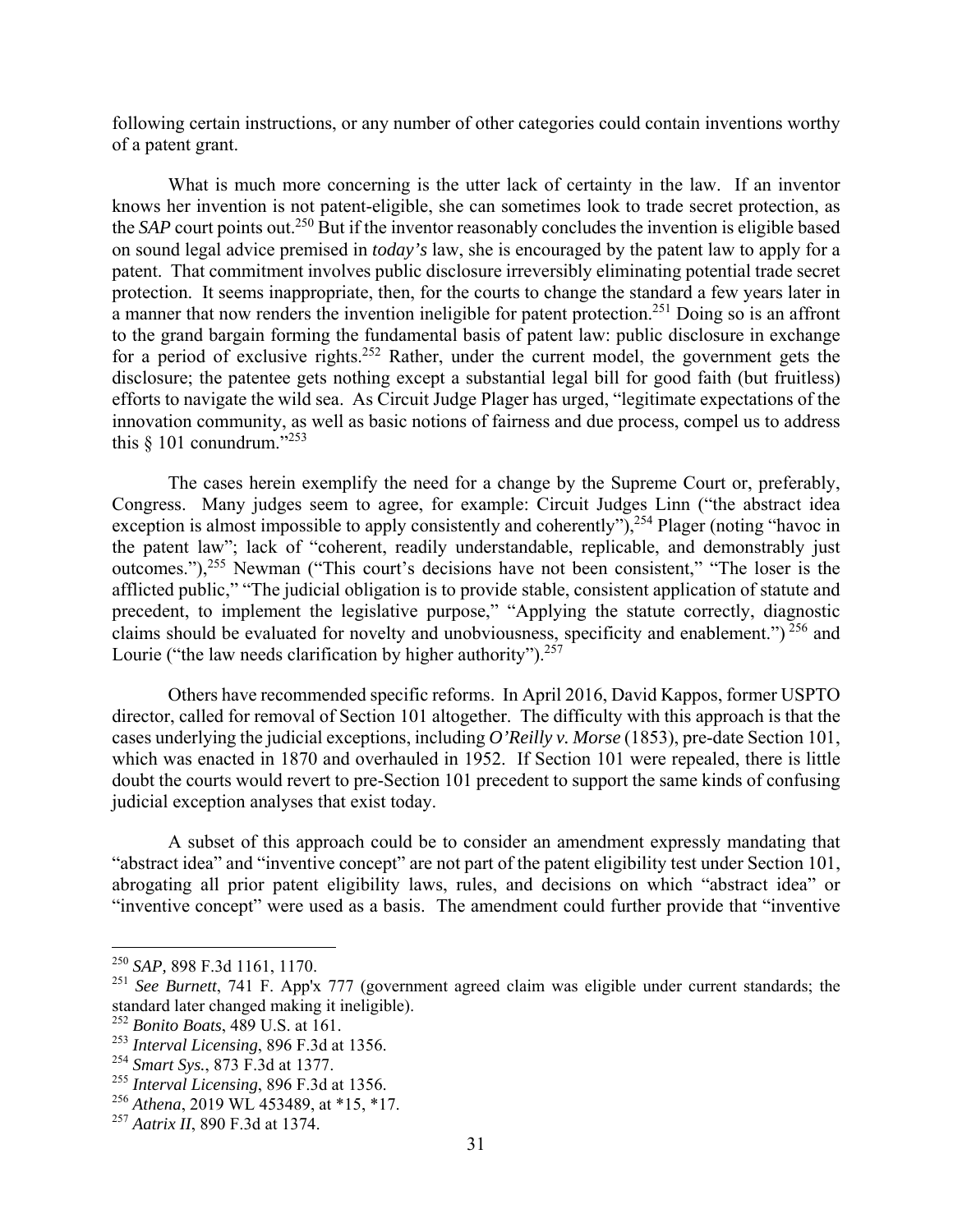following certain instructions, or any number of other categories could contain inventions worthy of a patent grant.

What is much more concerning is the utter lack of certainty in the law. If an inventor knows her invention is not patent-eligible, she can sometimes look to trade secret protection, as the *SAP* court points out.[250] But if the inventor reasonably concludes the invention is eligible based on sound legal advice premised in *today's* law, she is encouraged by the patent law to apply for a patent. That commitment involves public disclosure irreversibly eliminating potential trade secret protection. It seems inappropriate, then, for the courts to change the standard a few years later in a manner that now renders the invention ineligible for patent protection.[251] Doing so is an affront to the grand bargain forming the fundamental basis of patent law: public disclosure in exchange for a period of exclusive rights.[252] Rather, under the current model, the government gets the disclosure; the patentee gets nothing except a substantial legal bill for good faith (but fruitless) efforts to navigate the wild sea. As Circuit Judge Plager has urged, "legitimate expectations of the innovation community, as well as basic notions of fairness and due process, compel us to address this § 101 conundrum."[253]

The cases herein exemplify the need for a change by the Supreme Court or, preferably, Congress. Many judges seem to agree, for example: Circuit Judges Linn ("the abstract idea exception is almost impossible to apply consistently and coherently"),[254] Plager (noting "havoc in the patent law"; lack of "coherent, readily understandable, replicable, and demonstrably just outcomes."),[255] Newman ("This court's decisions have not been consistent," "The loser is the afflicted public," "The judicial obligation is to provide stable, consistent application of statute and precedent, to implement the legislative purpose," "Applying the statute correctly, diagnostic claims should be evaluated for novelty and unobviousness, specificity and enablement.")[256] and Lourie ("the law needs clarification by higher authority").[257]

Others have recommended specific reforms. In April 2016, David Kappos, former USPTO director, called for removal of Section 101 altogether. The difficulty with this approach is that the cases underlying the judicial exceptions, including *O'Reilly v. Morse* (1853), pre-date Section 101, which was enacted in 1870 and overhauled in 1952. If Section 101 were repealed, there is little doubt the courts would revert to pre-Section 101 precedent to support the same kinds of confusing judicial exception analyses that exist today.

A subset of this approach could be to consider an amendment expressly mandating that "abstract idea" and "inventive concept" are not part of the patent eligibility test under Section 101, abrogating all prior patent eligibility laws, rules, and decisions on which "abstract idea" or "inventive concept" were used as a basis. The amendment could further provide that "inventive

---

[250] *SAP,* 898 F.3d 1161, 1170.

[251] *See Burnett*, 741 F. App'x 777 (government agreed claim was eligible under current standards; the standard later changed making it ineligible).

[252] *Bonito Boats*, 489 U.S. at 161.

[253] *Interval Licensing*, 896 F.3d at 1356.

[254] *Smart Sys.*, 873 F.3d at 1377.

[255] *Interval Licensing*, 896 F.3d at 1356.

[256] *Athena*, 2019 WL 453489, at *15, *17.

[257] *Aatrix II*, 890 F.3d at 1374.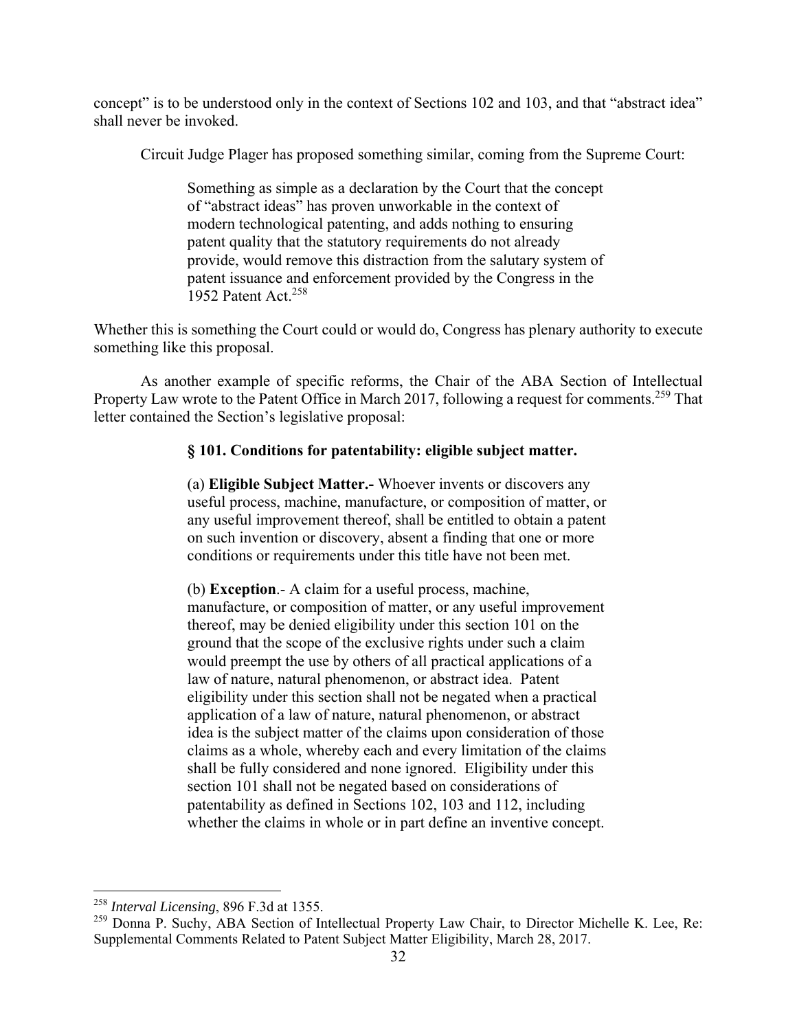concept" is to be understood only in the context of Sections 102 and 103, and that "abstract idea" shall never be invoked.

Circuit Judge Plager has proposed something similar, coming from the Supreme Court:

> Something as simple as a declaration by the Court that the concept of "abstract ideas" has proven unworkable in the context of modern technological patenting, and adds nothing to ensuring patent quality that the statutory requirements do not already provide, would remove this distraction from the salutary system of patent issuance and enforcement provided by the Congress in the 1952 Patent Act.[258]

Whether this is something the Court could or would do, Congress has plenary authority to execute something like this proposal.

As another example of specific reforms, the Chair of the ABA Section of Intellectual Property Law wrote to the Patent Office in March 2017, following a request for comments.[259] That letter contained the Section's legislative proposal:

> **§ 101. Conditions for patentability: eligible subject matter.**
>
> (a) **Eligible Subject Matter.-** Whoever invents or discovers any useful process, machine, manufacture, or composition of matter, or any useful improvement thereof, shall be entitled to obtain a patent on such invention or discovery, absent a finding that one or more conditions or requirements under this title have not been met.
>
> (b) **Exception**.- A claim for a useful process, machine, manufacture, or composition of matter, or any useful improvement thereof, may be denied eligibility under this section 101 on the ground that the scope of the exclusive rights under such a claim would preempt the use by others of all practical applications of a law of nature, natural phenomenon, or abstract idea. Patent eligibility under this section shall not be negated when a practical application of a law of nature, natural phenomenon, or abstract idea is the subject matter of the claims upon consideration of those claims as a whole, whereby each and every limitation of the claims shall be fully considered and none ignored. Eligibility under this section 101 shall not be negated based on considerations of patentability as defined in Sections 102, 103 and 112, including whether the claims in whole or in part define an inventive concept.

---

[258] *Interval Licensing*, 896 F.3d at 1355.

[259] Donna P. Suchy, ABA Section of Intellectual Property Law Chair, to Director Michelle K. Lee, Re: Supplemental Comments Related to Patent Subject Matter Eligibility, March 28, 2017.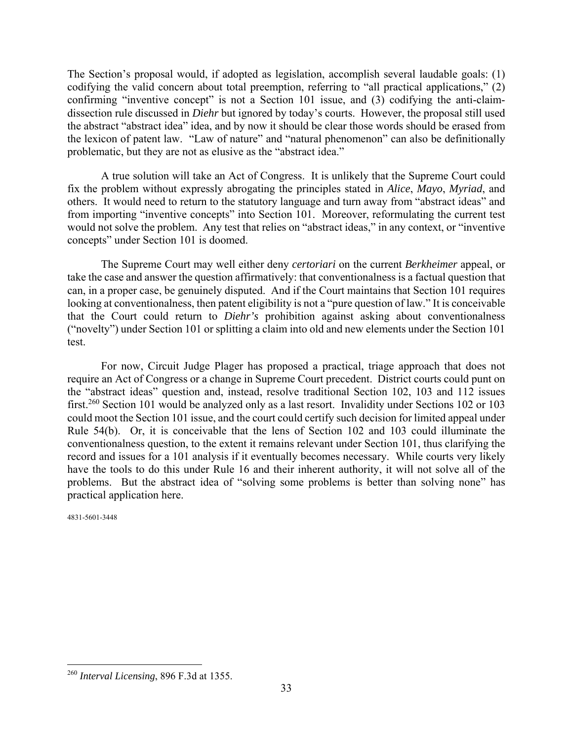The Section's proposal would, if adopted as legislation, accomplish several laudable goals: (1) codifying the valid concern about total preemption, referring to "all practical applications," (2) confirming "inventive concept" is not a Section 101 issue, and (3) codifying the anti-claim-dissection rule discussed in *Diehr* but ignored by today's courts. However, the proposal still used the abstract "abstract idea" idea, and by now it should be clear those words should be erased from the lexicon of patent law. "Law of nature" and "natural phenomenon" can also be definitionally problematic, but they are not as elusive as the "abstract idea."

A true solution will take an Act of Congress. It is unlikely that the Supreme Court could fix the problem without expressly abrogating the principles stated in *Alice*, *Mayo*, *Myriad*, and others. It would need to return to the statutory language and turn away from "abstract ideas" and from importing "inventive concepts" into Section 101. Moreover, reformulating the current test would not solve the problem. Any test that relies on "abstract ideas," in any context, or "inventive concepts" under Section 101 is doomed.

The Supreme Court may well either deny *certoriari* on the current *Berkheimer* appeal, or take the case and answer the question affirmatively: that conventionalness is a factual question that can, in a proper case, be genuinely disputed. And if the Court maintains that Section 101 requires looking at conventionalness, then patent eligibility is not a "pure question of law." It is conceivable that the Court could return to *Diehr's* prohibition against asking about conventionalness ("novelty") under Section 101 or splitting a claim into old and new elements under the Section 101 test.

For now, Circuit Judge Plager has proposed a practical, triage approach that does not require an Act of Congress or a change in Supreme Court precedent. District courts could punt on the "abstract ideas" question and, instead, resolve traditional Section 102, 103 and 112 issues first.[260] Section 101 would be analyzed only as a last resort. Invalidity under Sections 102 or 103 could moot the Section 101 issue, and the court could certify such decision for limited appeal under Rule 54(b). Or, it is conceivable that the lens of Section 102 and 103 could illuminate the conventionalness question, to the extent it remains relevant under Section 101, thus clarifying the record and issues for a 101 analysis if it eventually becomes necessary. While courts very likely have the tools to do this under Rule 16 and their inherent authority, it will not solve all of the problems. But the abstract idea of "solving some problems is better than solving none" has practical application here.

4831-5601-3448

---

[260] *Interval Licensing*, 896 F.3d at 1355.